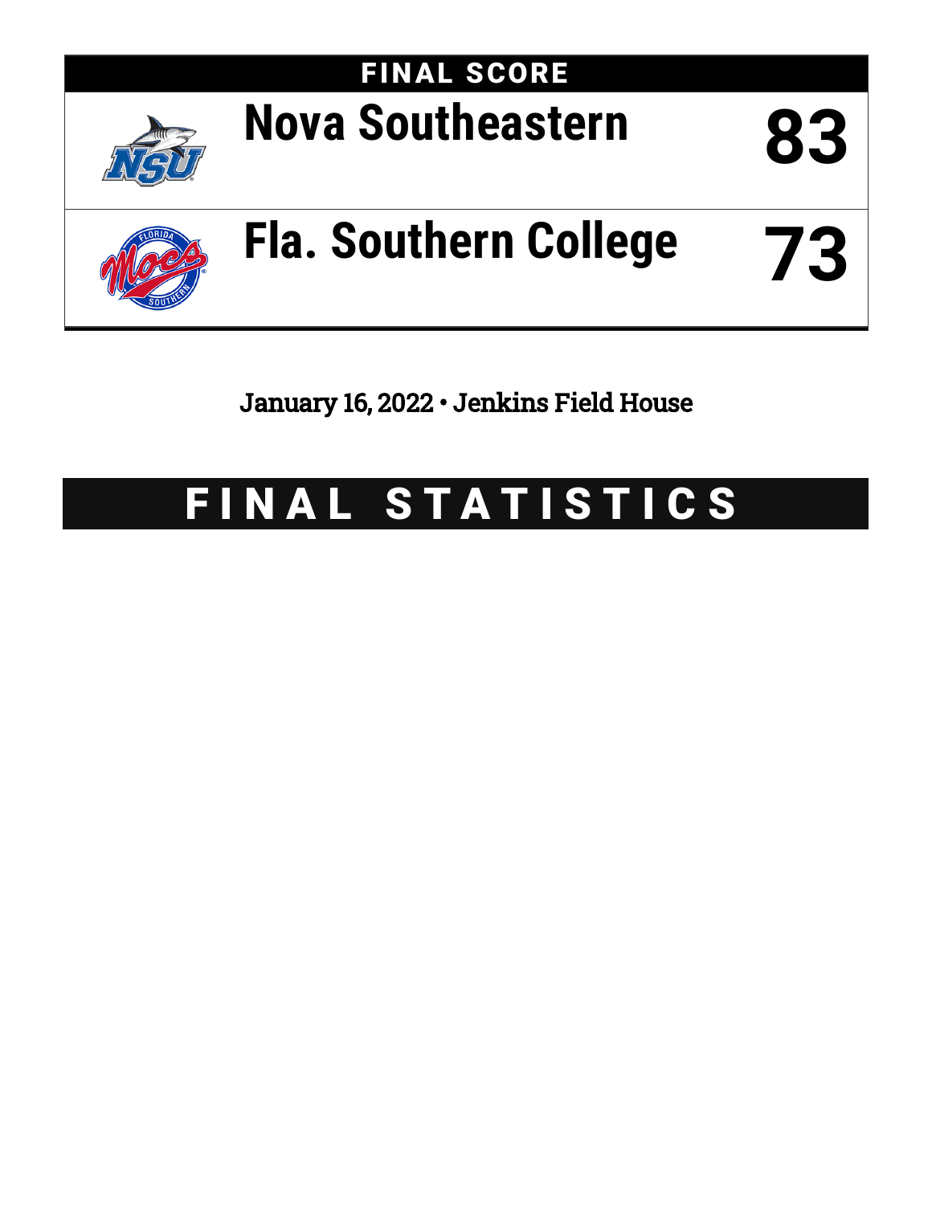# FINAL SCORE

| | Team | Score |
|---|---|---|
| | Nova Southeastern | 83 |
| | Fla. Southern College | 73 |

January 16, 2022 • Jenkins Field House

# FINAL STATISTICS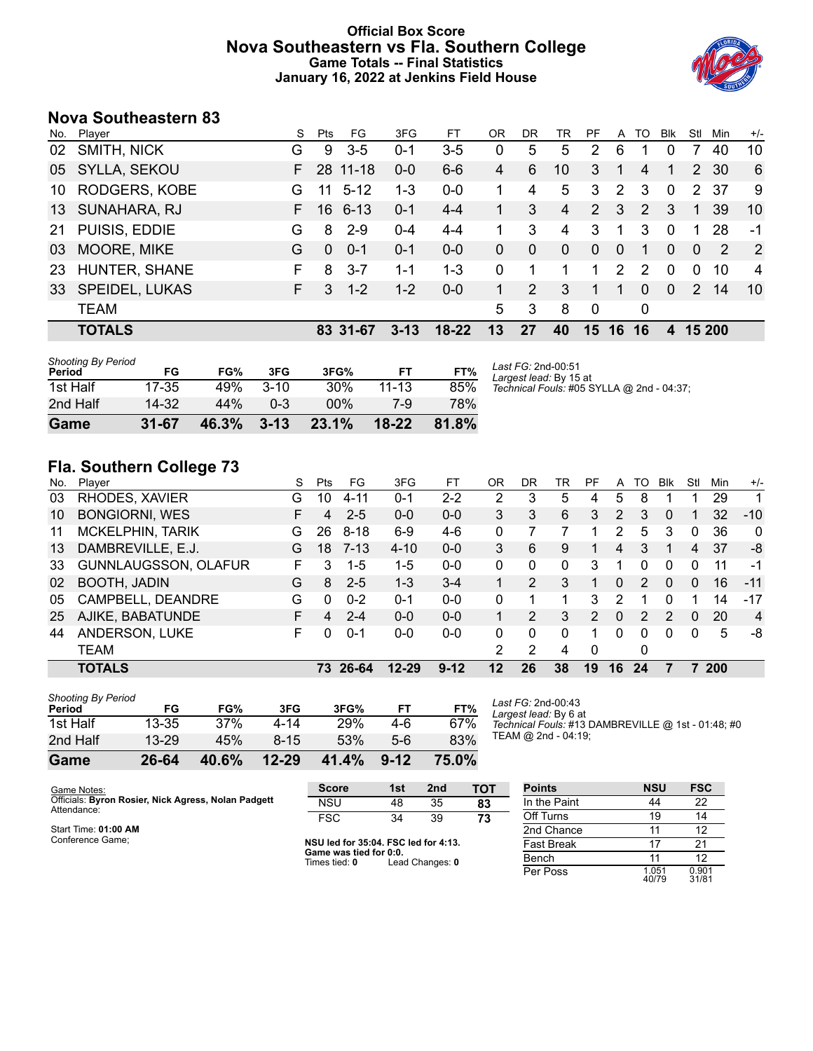# Official Box Score
# Nova Southeastern vs Fla. Southern College
## Game Totals -- Final Statistics
## January 16, 2022 at Jenkins Field House

## Nova Southeastern 83

| No. | Player | S | Pts | FG | 3FG | FT | OR | DR | TR | PF | A | TO | Blk | Stl | Min | +/- |
|---|---|---|---|---|---|---|---|---|---|---|---|---|---|---|---|---|
| 02 | SMITH, NICK | G | 9 | 3-5 | 0-1 | 3-5 | 0 | 5 | 5 | 2 | 6 | 1 | 0 | 7 | 40 | 10 |
| 05 | SYLLA, SEKOU | F | 28 | 11-18 | 0-0 | 6-6 | 4 | 6 | 10 | 3 | 1 | 4 | 1 | 2 | 30 | 6 |
| 10 | RODGERS, KOBE | G | 11 | 5-12 | 1-3 | 0-0 | 1 | 4 | 5 | 3 | 2 | 3 | 0 | 2 | 37 | 9 |
| 13 | SUNAHARA, RJ | F | 16 | 6-13 | 0-1 | 4-4 | 1 | 3 | 4 | 2 | 3 | 2 | 3 | 1 | 39 | 10 |
| 21 | PUISIS, EDDIE | G | 8 | 2-9 | 0-4 | 4-4 | 1 | 3 | 4 | 3 | 1 | 3 | 0 | 1 | 28 | -1 |
| 03 | MOORE, MIKE | G | 0 | 0-1 | 0-1 | 0-0 | 0 | 0 | 0 | 0 | 0 | 1 | 0 | 0 | 2 | 2 |
| 23 | HUNTER, SHANE | F | 8 | 3-7 | 1-1 | 1-3 | 0 | 1 | 1 | 1 | 2 | 2 | 0 | 0 | 10 | 4 |
| 33 | SPEIDEL, LUKAS | F | 3 | 1-2 | 1-2 | 0-0 | 1 | 2 | 3 | 1 | 1 | 0 | 0 | 2 | 14 | 10 |
| | TEAM | | | | | | 5 | 3 | 8 | 0 | | 0 | | | | |
| | **TOTALS** | | **83** | **31-67** | **3-13** | **18-22** | **13** | **27** | **40** | **15** | **16** | **16** | **4** | **15** | **200** | |

*Shooting By Period*

| Period | FG | FG% | 3FG | 3FG% | FT | FT% |
|---|---|---|---|---|---|---|
| 1st Half | 17-35 | 49% | 3-10 | 30% | 11-13 | 85% |
| 2nd Half | 14-32 | 44% | 0-3 | 00% | 7-9 | 78% |
| **Game** | **31-67** | **46.3%** | **3-13** | **23.1%** | **18-22** | **81.8%** |

*Last FG:* 2nd-00:51
*Largest lead:* By 15 at
*Technical Fouls:* #05 SYLLA @ 2nd - 04:37;

## Fla. Southern College 73

| No. | Player | S | Pts | FG | 3FG | FT | OR | DR | TR | PF | A | TO | Blk | Stl | Min | +/- |
|---|---|---|---|---|---|---|---|---|---|---|---|---|---|---|---|---|
| 03 | RHODES, XAVIER | G | 10 | 4-11 | 0-1 | 2-2 | 2 | 3 | 5 | 4 | 5 | 8 | 1 | 1 | 29 | 1 |
| 10 | BONGIORNI, WES | F | 4 | 2-5 | 0-0 | 0-0 | 3 | 3 | 6 | 3 | 2 | 3 | 0 | 1 | 32 | -10 |
| 11 | MCKELPHIN, TARIK | G | 26 | 8-18 | 6-9 | 4-6 | 0 | 7 | 7 | 1 | 2 | 5 | 3 | 0 | 36 | 0 |
| 13 | DAMBREVILLE, E.J. | G | 18 | 7-13 | 4-10 | 0-0 | 3 | 6 | 9 | 1 | 4 | 3 | 1 | 4 | 37 | -8 |
| 33 | GUNNLAUGSSON, OLAFUR | F | 3 | 1-5 | 1-5 | 0-0 | 0 | 0 | 0 | 3 | 1 | 0 | 0 | 0 | 11 | -1 |
| 02 | BOOTH, JADIN | G | 8 | 2-5 | 1-3 | 3-4 | 1 | 2 | 3 | 1 | 0 | 2 | 0 | 0 | 16 | -11 |
| 05 | CAMPBELL, DEANDRE | G | 0 | 0-2 | 0-1 | 0-0 | 0 | 1 | 1 | 3 | 2 | 1 | 0 | 1 | 14 | -17 |
| 25 | AJIKE, BABATUNDE | F | 4 | 2-4 | 0-0 | 0-0 | 1 | 2 | 3 | 2 | 0 | 2 | 2 | 0 | 20 | 4 |
| 44 | ANDERSON, LUKE | F | 0 | 0-1 | 0-0 | 0-0 | 0 | 0 | 0 | 1 | 0 | 0 | 0 | 0 | 5 | -8 |
| | TEAM | | | | | | 2 | 2 | 4 | 0 | | 0 | | | | |
| | **TOTALS** | | **73** | **26-64** | **12-29** | **9-12** | **12** | **26** | **38** | **19** | **16** | **24** | **7** | **7** | **200** | |

*Shooting By Period*

| Period | FG | FG% | 3FG | 3FG% | FT | FT% |
|---|---|---|---|---|---|---|
| 1st Half | 13-35 | 37% | 4-14 | 29% | 4-6 | 67% |
| 2nd Half | 13-29 | 45% | 8-15 | 53% | 5-6 | 83% |
| **Game** | **26-64** | **40.6%** | **12-29** | **41.4%** | **9-12** | **75.0%** |

*Last FG:* 2nd-00:43
*Largest lead:* By 6 at
*Technical Fouls:* #13 DAMBREVILLE @ 1st - 01:48; #0 TEAM @ 2nd - 04:19;

Game Notes:
Officials: **Byron Rosier, Nick Agress, Nolan Padgett**
Attendance:

Start Time: **01:00 AM**
Conference Game;

| Score | 1st | 2nd | TOT |
|---|---|---|---|
| NSU | 48 | 35 | **83** |
| FSC | 34 | 39 | **73** |

**NSU led for 35:04. FSC led for 4:13.**
**Game was tied for 0:0.**
Times tied: **0** Lead Changes: **0**

| Points | NSU | FSC |
|---|---|---|
| In the Paint | 44 | 22 |
| Off Turns | 19 | 14 |
| 2nd Chance | 11 | 12 |
| Fast Break | 17 | 21 |
| Bench | 11 | 12 |
| Per Poss | 1.051 40/79 | 0.901 31/81 |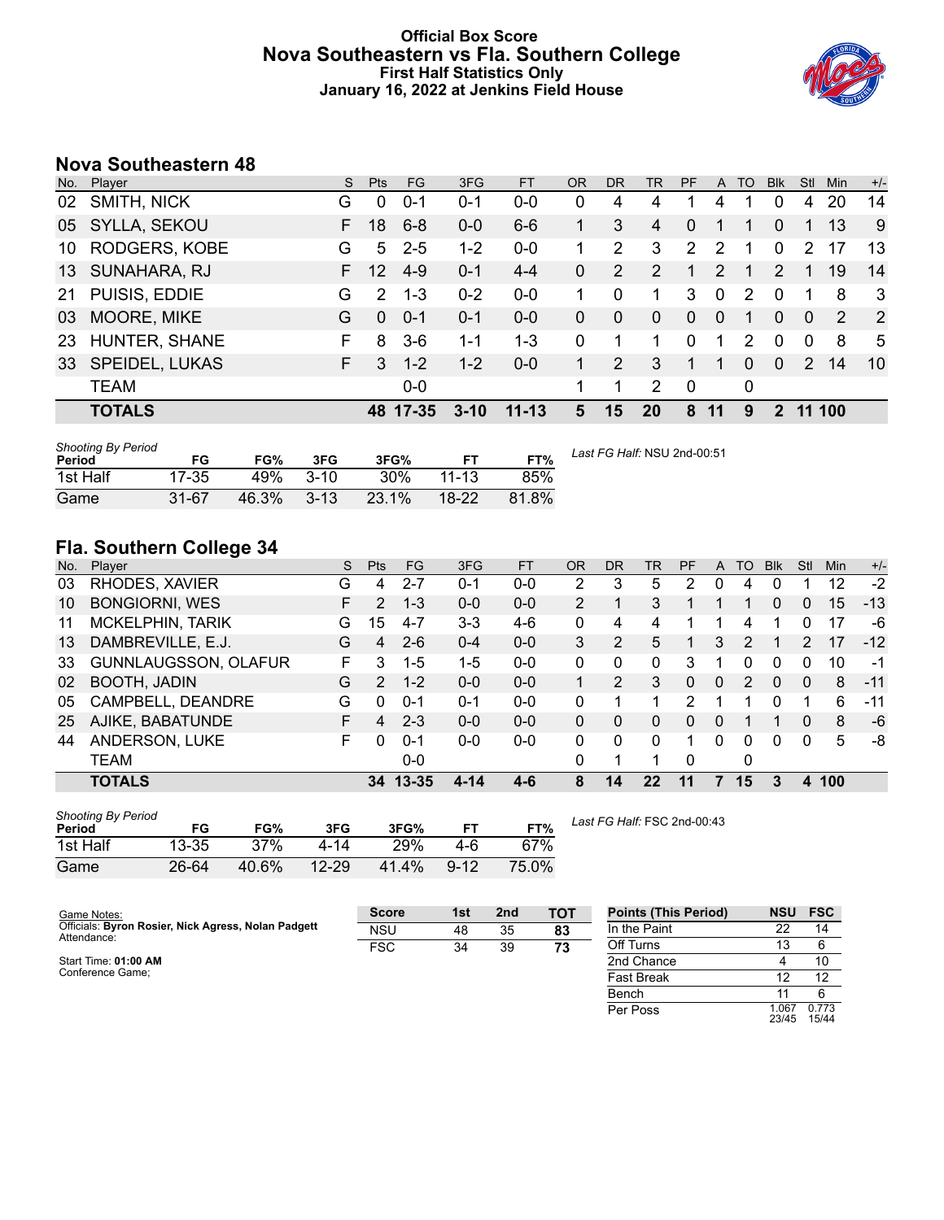# Official Box Score
## Nova Southeastern vs Fla. Southern College
### First Half Statistics Only
### January 16, 2022 at Jenkins Field House

## Nova Southeastern 48

| No. | Player | S | Pts | FG | 3FG | FT | OR | DR | TR | PF | A | TO | Blk | Stl | Min | +/- |
|---|---|---|---|---|---|---|---|---|---|---|---|---|---|---|---|---|
| 02 | SMITH, NICK | G | 0 | 0-1 | 0-1 | 0-0 | 0 | 4 | 4 | 1 | 4 | 1 | 0 | 4 | 20 | 14 |
| 05 | SYLLA, SEKOU | F | 18 | 6-8 | 0-0 | 6-6 | 1 | 3 | 4 | 0 | 1 | 1 | 0 | 1 | 13 | 9 |
| 10 | RODGERS, KOBE | G | 5 | 2-5 | 1-2 | 0-0 | 1 | 2 | 3 | 2 | 2 | 1 | 0 | 2 | 17 | 13 |
| 13 | SUNAHARA, RJ | F | 12 | 4-9 | 0-1 | 4-4 | 0 | 2 | 2 | 1 | 2 | 1 | 2 | 1 | 19 | 14 |
| 21 | PUISIS, EDDIE | G | 2 | 1-3 | 0-2 | 0-0 | 1 | 0 | 1 | 3 | 0 | 2 | 0 | 1 | 8 | 3 |
| 03 | MOORE, MIKE | G | 0 | 0-1 | 0-1 | 0-0 | 0 | 0 | 0 | 0 | 0 | 1 | 0 | 0 | 2 | 2 |
| 23 | HUNTER, SHANE | F | 8 | 3-6 | 1-1 | 1-3 | 0 | 1 | 1 | 0 | 1 | 2 | 0 | 0 | 8 | 5 |
| 33 | SPEIDEL, LUKAS | F | 3 | 1-2 | 1-2 | 0-0 | 1 | 2 | 3 | 1 | 1 | 0 | 0 | 2 | 14 | 10 |
| | TEAM | | | 0-0 | | | 1 | 1 | 2 | 0 | | 0 | | | | |
| | **TOTALS** | | **48** | **17-35** | **3-10** | **11-13** | **5** | **15** | **20** | **8** | **11** | **9** | **2** | **11** | **100** | |

| Shooting By Period Period | FG | FG% | 3FG | 3FG% | FT | FT% |
|---|---|---|---|---|---|---|
| 1st Half | 17-35 | 49% | 3-10 | 30% | 11-13 | 85% |
| Game | 31-67 | 46.3% | 3-13 | 23.1% | 18-22 | 81.8% |

*Last FG Half:* NSU 2nd-00:51

## Fla. Southern College 34

| No. | Player | S | Pts | FG | 3FG | FT | OR | DR | TR | PF | A | TO | Blk | Stl | Min | +/- |
|---|---|---|---|---|---|---|---|---|---|---|---|---|---|---|---|---|
| 03 | RHODES, XAVIER | G | 4 | 2-7 | 0-1 | 0-0 | 2 | 3 | 5 | 2 | 0 | 4 | 0 | 1 | 12 | -2 |
| 10 | BONGIORNI, WES | F | 2 | 1-3 | 0-0 | 0-0 | 2 | 1 | 3 | 1 | 1 | 1 | 0 | 0 | 15 | -13 |
| 11 | MCKELPHIN, TARIK | G | 15 | 4-7 | 3-3 | 4-6 | 0 | 4 | 4 | 1 | 1 | 4 | 1 | 0 | 17 | -6 |
| 13 | DAMBREVILLE, E.J. | G | 4 | 2-6 | 0-4 | 0-0 | 3 | 2 | 5 | 1 | 3 | 2 | 1 | 2 | 17 | -12 |
| 33 | GUNNLAUGSSON, OLAFUR | F | 3 | 1-5 | 1-5 | 0-0 | 0 | 0 | 0 | 3 | 1 | 0 | 0 | 0 | 10 | -1 |
| 02 | BOOTH, JADIN | G | 2 | 1-2 | 0-0 | 0-0 | 1 | 2 | 3 | 0 | 0 | 2 | 0 | 0 | 8 | -11 |
| 05 | CAMPBELL, DEANDRE | G | 0 | 0-1 | 0-1 | 0-0 | 0 | 1 | 1 | 2 | 1 | 1 | 0 | 1 | 6 | -11 |
| 25 | AJIKE, BABATUNDE | F | 4 | 2-3 | 0-0 | 0-0 | 0 | 0 | 0 | 0 | 0 | 1 | 1 | 0 | 8 | -6 |
| 44 | ANDERSON, LUKE | F | 0 | 0-1 | 0-0 | 0-0 | 0 | 0 | 0 | 1 | 0 | 0 | 0 | 0 | 5 | -8 |
| | TEAM | | | 0-0 | | | 0 | 1 | 1 | 0 | | 0 | | | | |
| | **TOTALS** | | **34** | **13-35** | **4-14** | **4-6** | **8** | **14** | **22** | **11** | **7** | **15** | **3** | **4** | **100** | |

| Shooting By Period Period | FG | FG% | 3FG | 3FG% | FT | FT% |
|---|---|---|---|---|---|---|
| 1st Half | 13-35 | 37% | 4-14 | 29% | 4-6 | 67% |
| Game | 26-64 | 40.6% | 12-29 | 41.4% | 9-12 | 75.0% |

*Last FG Half:* FSC 2nd-00:43

Game Notes:
Officials: **Byron Rosier, Nick Agress, Nolan Padgett**
Attendance:

Start Time: **01:00 AM**
Conference Game;

| Score | 1st | 2nd | TOT |
|---|---|---|---|
| NSU | 48 | 35 | **83** |
| FSC | 34 | 39 | **73** |

| Points (This Period) | NSU | FSC |
|---|---|---|
| In the Paint | 22 | 14 |
| Off Turns | 13 | 6 |
| 2nd Chance | 4 | 10 |
| Fast Break | 12 | 12 |
| Bench | 11 | 6 |
| Per Poss | 1.067 23/45 | 0.773 15/44 |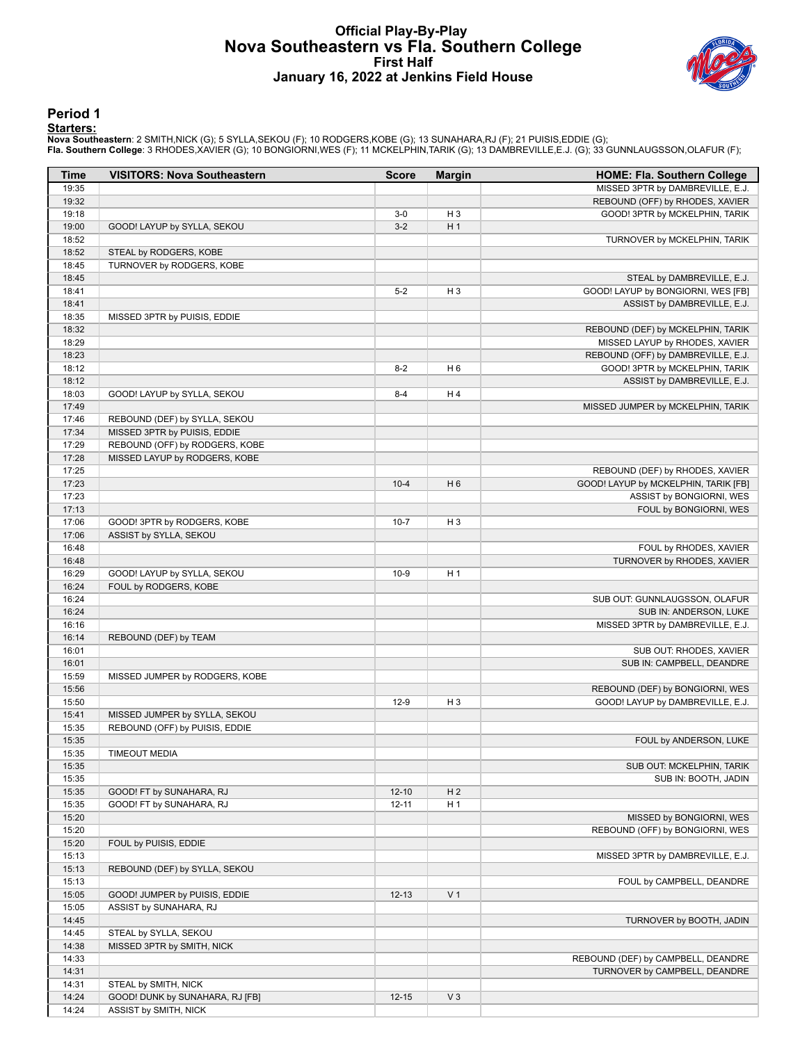# Official Play-By-Play
## Nova Southeastern vs Fla. Southern College
### First Half
### January 16, 2022 at Jenkins Field House

## Period 1

**Starters:**

**Nova Southeastern**: 2 SMITH,NICK (G); 5 SYLLA,SEKOU (F); 10 RODGERS,KOBE (G); 13 SUNAHARA,RJ (F); 21 PUISIS,EDDIE (G);
**Fla. Southern College**: 3 RHODES,XAVIER (G); 10 BONGIORNI,WES (F); 11 MCKELPHIN,TARIK (G); 13 DAMBREVILLE,E.J. (G); 33 GUNNLAUGSSON,OLAFUR (F);

| Time | VISITORS: Nova Southeastern | Score | Margin | HOME: Fla. Southern College |
|---|---|---|---|---|
| 19:35 | | | | MISSED 3PTR by DAMBREVILLE, E.J. |
| 19:32 | | | | REBOUND (OFF) by RHODES, XAVIER |
| 19:18 | | 3-0 | H 3 | GOOD! 3PTR by MCKELPHIN, TARIK |
| 19:00 | GOOD! LAYUP by SYLLA, SEKOU | 3-2 | H 1 | |
| 18:52 | | | | TURNOVER by MCKELPHIN, TARIK |
| 18:52 | STEAL by RODGERS, KOBE | | | |
| 18:45 | TURNOVER by RODGERS, KOBE | | | |
| 18:45 | | | | STEAL by DAMBREVILLE, E.J. |
| 18:41 | | 5-2 | H 3 | GOOD! LAYUP by BONGIORNI, WES [FB] |
| 18:41 | | | | ASSIST by DAMBREVILLE, E.J. |
| 18:35 | MISSED 3PTR by PUISIS, EDDIE | | | |
| 18:32 | | | | REBOUND (DEF) by MCKELPHIN, TARIK |
| 18:29 | | | | MISSED LAYUP by RHODES, XAVIER |
| 18:23 | | | | REBOUND (OFF) by DAMBREVILLE, E.J. |
| 18:12 | | 8-2 | H 6 | GOOD! 3PTR by MCKELPHIN, TARIK |
| 18:12 | | | | ASSIST by DAMBREVILLE, E.J. |
| 18:03 | GOOD! LAYUP by SYLLA, SEKOU | 8-4 | H 4 | |
| 17:49 | | | | MISSED JUMPER by MCKELPHIN, TARIK |
| 17:46 | REBOUND (DEF) by SYLLA, SEKOU | | | |
| 17:34 | MISSED 3PTR by PUISIS, EDDIE | | | |
| 17:29 | REBOUND (OFF) by RODGERS, KOBE | | | |
| 17:28 | MISSED LAYUP by RODGERS, KOBE | | | |
| 17:25 | | | | REBOUND (DEF) by RHODES, XAVIER |
| 17:23 | | 10-4 | H 6 | GOOD! LAYUP by MCKELPHIN, TARIK [FB] |
| 17:23 | | | | ASSIST by BONGIORNI, WES |
| 17:13 | | | | FOUL by BONGIORNI, WES |
| 17:06 | GOOD! 3PTR by RODGERS, KOBE | 10-7 | H 3 | |
| 17:06 | ASSIST by SYLLA, SEKOU | | | |
| 16:48 | | | | FOUL by RHODES, XAVIER |
| 16:48 | | | | TURNOVER by RHODES, XAVIER |
| 16:29 | GOOD! LAYUP by SYLLA, SEKOU | 10-9 | H 1 | |
| 16:24 | FOUL by RODGERS, KOBE | | | |
| 16:24 | | | | SUB OUT: GUNNLAUGSSON, OLAFUR |
| 16:24 | | | | SUB IN: ANDERSON, LUKE |
| 16:16 | | | | MISSED 3PTR by DAMBREVILLE, E.J. |
| 16:14 | REBOUND (DEF) by TEAM | | | |
| 16:01 | | | | SUB OUT: RHODES, XAVIER |
| 16:01 | | | | SUB IN: CAMPBELL, DEANDRE |
| 15:59 | MISSED JUMPER by RODGERS, KOBE | | | |
| 15:56 | | | | REBOUND (DEF) by BONGIORNI, WES |
| 15:50 | | 12-9 | H 3 | GOOD! LAYUP by DAMBREVILLE, E.J. |
| 15:41 | MISSED JUMPER by SYLLA, SEKOU | | | |
| 15:35 | REBOUND (OFF) by PUISIS, EDDIE | | | |
| 15:35 | | | | FOUL by ANDERSON, LUKE |
| 15:35 | TIMEOUT MEDIA | | | |
| 15:35 | | | | SUB OUT: MCKELPHIN, TARIK |
| 15:35 | | | | SUB IN: BOOTH, JADIN |
| 15:35 | GOOD! FT by SUNAHARA, RJ | 12-10 | H 2 | |
| 15:35 | GOOD! FT by SUNAHARA, RJ | 12-11 | H 1 | |
| 15:20 | | | | MISSED by BONGIORNI, WES |
| 15:20 | | | | REBOUND (OFF) by BONGIORNI, WES |
| 15:20 | FOUL by PUISIS, EDDIE | | | |
| 15:13 | | | | MISSED 3PTR by DAMBREVILLE, E.J. |
| 15:13 | REBOUND (DEF) by SYLLA, SEKOU | | | |
| 15:13 | | | | FOUL by CAMPBELL, DEANDRE |
| 15:05 | GOOD! JUMPER by PUISIS, EDDIE | 12-13 | V 1 | |
| 15:05 | ASSIST by SUNAHARA, RJ | | | |
| 14:45 | | | | TURNOVER by BOOTH, JADIN |
| 14:45 | STEAL by SYLLA, SEKOU | | | |
| 14:38 | MISSED 3PTR by SMITH, NICK | | | |
| 14:33 | | | | REBOUND (DEF) by CAMPBELL, DEANDRE |
| 14:31 | | | | TURNOVER by CAMPBELL, DEANDRE |
| 14:31 | STEAL by SMITH, NICK | | | |
| 14:24 | GOOD! DUNK by SUNAHARA, RJ [FB] | 12-15 | V 3 | |
| 14:24 | ASSIST by SMITH, NICK | | | |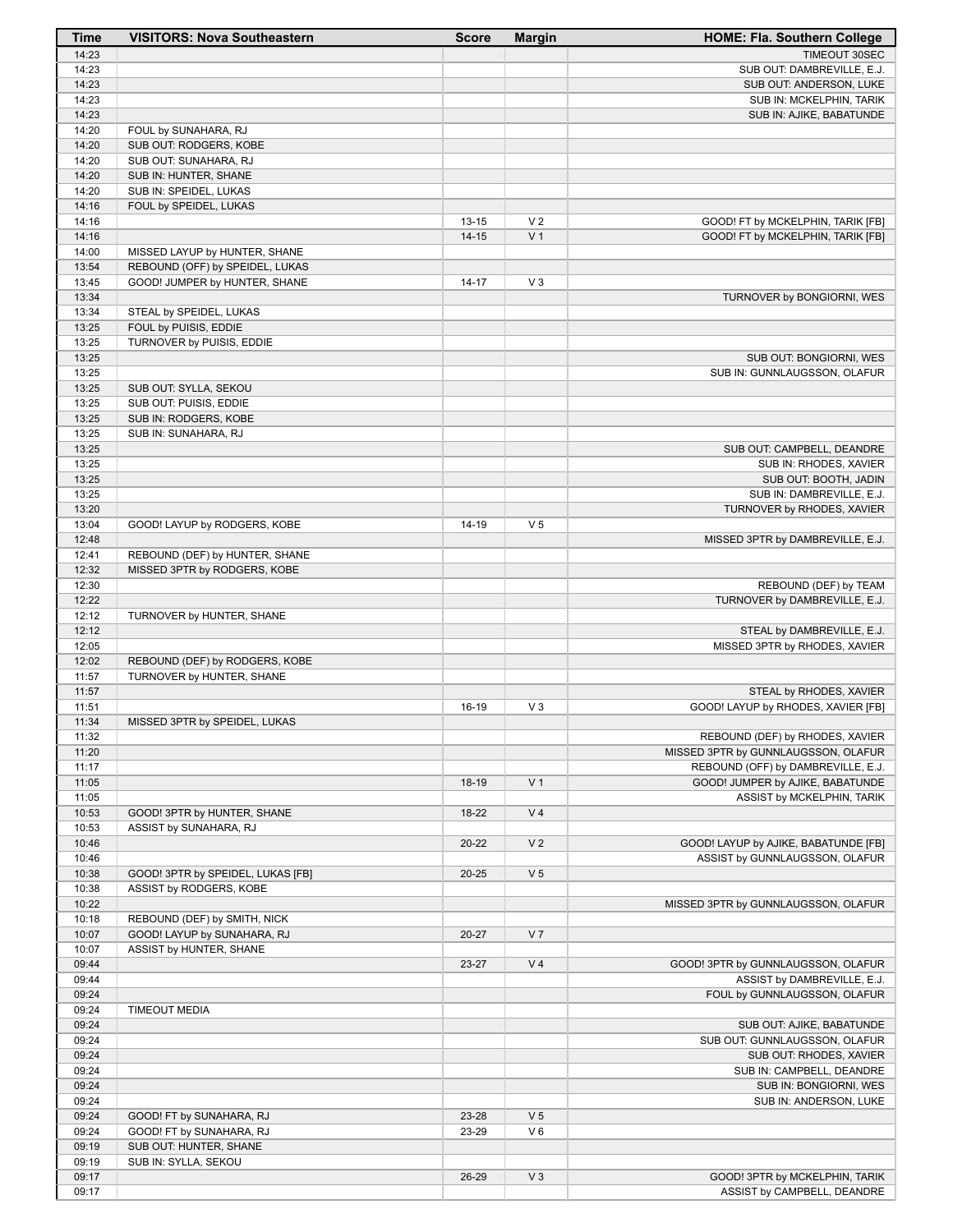| Time | VISITORS: Nova Southeastern | Score | Margin | HOME: Fla. Southern College |
|---|---|---|---|---|
| 14:23 | | | | TIMEOUT 30SEC |
| 14:23 | | | | SUB OUT: DAMBREVILLE, E.J. |
| 14:23 | | | | SUB OUT: ANDERSON, LUKE |
| 14:23 | | | | SUB IN: MCKELPHIN, TARIK |
| 14:23 | | | | SUB IN: AJIKE, BABATUNDE |
| 14:20 | FOUL by SUNAHARA, RJ | | | |
| 14:20 | SUB OUT: RODGERS, KOBE | | | |
| 14:20 | SUB OUT: SUNAHARA, RJ | | | |
| 14:20 | SUB IN: HUNTER, SHANE | | | |
| 14:20 | SUB IN: SPEIDEL, LUKAS | | | |
| 14:16 | FOUL by SPEIDEL, LUKAS | | | |
| 14:16 | | 13-15 | V 2 | GOOD! FT by MCKELPHIN, TARIK [FB] |
| 14:16 | | 14-15 | V 1 | GOOD! FT by MCKELPHIN, TARIK [FB] |
| 14:00 | MISSED LAYUP by HUNTER, SHANE | | | |
| 13:54 | REBOUND (OFF) by SPEIDEL, LUKAS | | | |
| 13:45 | GOOD! JUMPER by HUNTER, SHANE | 14-17 | V 3 | |
| 13:34 | | | | TURNOVER by BONGIORNI, WES |
| 13:34 | STEAL by SPEIDEL, LUKAS | | | |
| 13:25 | FOUL by PUISIS, EDDIE | | | |
| 13:25 | TURNOVER by PUISIS, EDDIE | | | |
| 13:25 | | | | SUB OUT: BONGIORNI, WES |
| 13:25 | | | | SUB IN: GUNNLAUGSSON, OLAFUR |
| 13:25 | SUB OUT: SYLLA, SEKOU | | | |
| 13:25 | SUB OUT: PUISIS, EDDIE | | | |
| 13:25 | SUB IN: RODGERS, KOBE | | | |
| 13:25 | SUB IN: SUNAHARA, RJ | | | |
| 13:25 | | | | SUB OUT: CAMPBELL, DEANDRE |
| 13:25 | | | | SUB IN: RHODES, XAVIER |
| 13:25 | | | | SUB OUT: BOOTH, JADIN |
| 13:25 | | | | SUB IN: DAMBREVILLE, E.J. |
| 13:20 | | | | TURNOVER by RHODES, XAVIER |
| 13:04 | GOOD! LAYUP by RODGERS, KOBE | 14-19 | V 5 | |
| 12:48 | | | | MISSED 3PTR by DAMBREVILLE, E.J. |
| 12:41 | REBOUND (DEF) by HUNTER, SHANE | | | |
| 12:32 | MISSED 3PTR by RODGERS, KOBE | | | |
| 12:30 | | | | REBOUND (DEF) by TEAM |
| 12:22 | | | | TURNOVER by DAMBREVILLE, E.J. |
| 12:12 | TURNOVER by HUNTER, SHANE | | | |
| 12:12 | | | | STEAL by DAMBREVILLE, E.J. |
| 12:05 | | | | MISSED 3PTR by RHODES, XAVIER |
| 12:02 | REBOUND (DEF) by RODGERS, KOBE | | | |
| 11:57 | TURNOVER by HUNTER, SHANE | | | |
| 11:57 | | | | STEAL by RHODES, XAVIER |
| 11:51 | | 16-19 | V 3 | GOOD! LAYUP by RHODES, XAVIER [FB] |
| 11:34 | MISSED 3PTR by SPEIDEL, LUKAS | | | |
| 11:32 | | | | REBOUND (DEF) by RHODES, XAVIER |
| 11:20 | | | | MISSED 3PTR by GUNNLAUGSSON, OLAFUR |
| 11:17 | | | | REBOUND (OFF) by DAMBREVILLE, E.J. |
| 11:05 | | 18-19 | V 1 | GOOD! JUMPER by AJIKE, BABATUNDE |
| 11:05 | | | | ASSIST by MCKELPHIN, TARIK |
| 10:53 | GOOD! 3PTR by HUNTER, SHANE | 18-22 | V 4 | |
| 10:53 | ASSIST by SUNAHARA, RJ | | | |
| 10:46 | | 20-22 | V 2 | GOOD! LAYUP by AJIKE, BABATUNDE [FB] |
| 10:46 | | | | ASSIST by GUNNLAUGSSON, OLAFUR |
| 10:38 | GOOD! 3PTR by SPEIDEL, LUKAS [FB] | 20-25 | V 5 | |
| 10:38 | ASSIST by RODGERS, KOBE | | | |
| 10:22 | | | | MISSED 3PTR by GUNNLAUGSSON, OLAFUR |
| 10:18 | REBOUND (DEF) by SMITH, NICK | | | |
| 10:07 | GOOD! LAYUP by SUNAHARA, RJ | 20-27 | V 7 | |
| 10:07 | ASSIST by HUNTER, SHANE | | | |
| 09:44 | | 23-27 | V 4 | GOOD! 3PTR by GUNNLAUGSSON, OLAFUR |
| 09:44 | | | | ASSIST by DAMBREVILLE, E.J. |
| 09:24 | | | | FOUL by GUNNLAUGSSON, OLAFUR |
| 09:24 | TIMEOUT MEDIA | | | |
| 09:24 | | | | SUB OUT: AJIKE, BABATUNDE |
| 09:24 | | | | SUB OUT: GUNNLAUGSSON, OLAFUR |
| 09:24 | | | | SUB OUT: RHODES, XAVIER |
| 09:24 | | | | SUB IN: CAMPBELL, DEANDRE |
| 09:24 | | | | SUB IN: BONGIORNI, WES |
| 09:24 | | | | SUB IN: ANDERSON, LUKE |
| 09:24 | GOOD! FT by SUNAHARA, RJ | 23-28 | V 5 | |
| 09:24 | GOOD! FT by SUNAHARA, RJ | 23-29 | V 6 | |
| 09:19 | SUB OUT: HUNTER, SHANE | | | |
| 09:19 | SUB IN: SYLLA, SEKOU | | | |
| 09:17 | | 26-29 | V 3 | GOOD! 3PTR by MCKELPHIN, TARIK |
| 09:17 | | | | ASSIST by CAMPBELL, DEANDRE |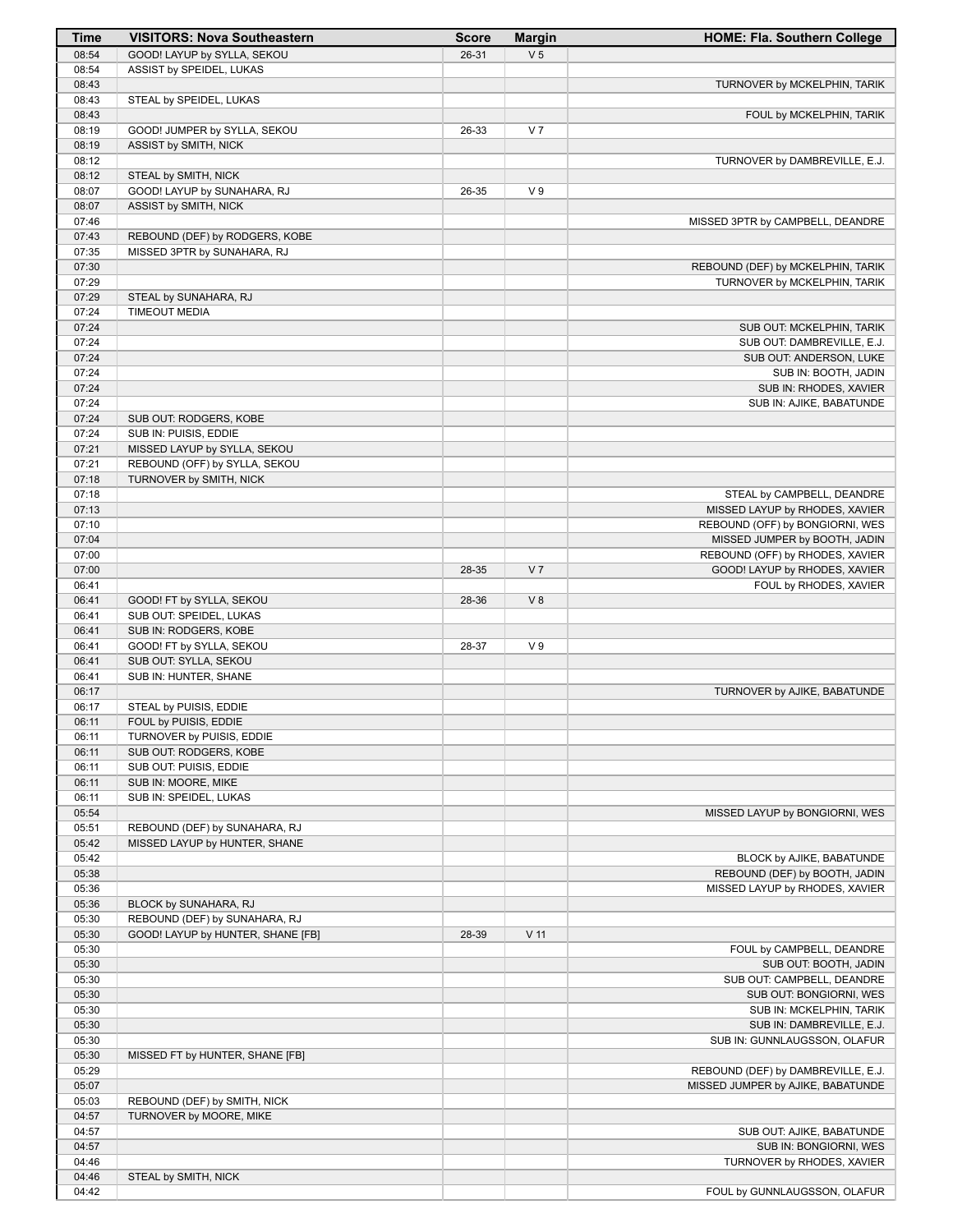| Time | VISITORS: Nova Southeastern | Score | Margin | HOME: Fla. Southern College |
|---|---|---|---|---|
| 08:54 | GOOD! LAYUP by SYLLA, SEKOU | 26-31 | V 5 | |
| 08:54 | ASSIST by SPEIDEL, LUKAS | | | |
| 08:43 | | | | TURNOVER by MCKELPHIN, TARIK |
| 08:43 | STEAL by SPEIDEL, LUKAS | | | |
| 08:43 | | | | FOUL by MCKELPHIN, TARIK |
| 08:19 | GOOD! JUMPER by SYLLA, SEKOU | 26-33 | V 7 | |
| 08:19 | ASSIST by SMITH, NICK | | | |
| 08:12 | | | | TURNOVER by DAMBREVILLE, E.J. |
| 08:12 | STEAL by SMITH, NICK | | | |
| 08:07 | GOOD! LAYUP by SUNAHARA, RJ | 26-35 | V 9 | |
| 08:07 | ASSIST by SMITH, NICK | | | |
| 07:46 | | | | MISSED 3PTR by CAMPBELL, DEANDRE |
| 07:43 | REBOUND (DEF) by RODGERS, KOBE | | | |
| 07:35 | MISSED 3PTR by SUNAHARA, RJ | | | |
| 07:30 | | | | REBOUND (DEF) by MCKELPHIN, TARIK |
| 07:29 | | | | TURNOVER by MCKELPHIN, TARIK |
| 07:29 | STEAL by SUNAHARA, RJ | | | |
| 07:24 | TIMEOUT MEDIA | | | |
| 07:24 | | | | SUB OUT: MCKELPHIN, TARIK |
| 07:24 | | | | SUB OUT: DAMBREVILLE, E.J. |
| 07:24 | | | | SUB OUT: ANDERSON, LUKE |
| 07:24 | | | | SUB IN: BOOTH, JADIN |
| 07:24 | | | | SUB IN: RHODES, XAVIER |
| 07:24 | | | | SUB IN: AJIKE, BABATUNDE |
| 07:24 | SUB OUT: RODGERS, KOBE | | | |
| 07:24 | SUB IN: PUISIS, EDDIE | | | |
| 07:21 | MISSED LAYUP by SYLLA, SEKOU | | | |
| 07:21 | REBOUND (OFF) by SYLLA, SEKOU | | | |
| 07:18 | TURNOVER by SMITH, NICK | | | |
| 07:18 | | | | STEAL by CAMPBELL, DEANDRE |
| 07:13 | | | | MISSED LAYUP by RHODES, XAVIER |
| 07:10 | | | | REBOUND (OFF) by BONGIORNI, WES |
| 07:04 | | | | MISSED JUMPER by BOOTH, JADIN |
| 07:00 | | | | REBOUND (OFF) by RHODES, XAVIER |
| 07:00 | | 28-35 | V 7 | GOOD! LAYUP by RHODES, XAVIER |
| 06:41 | | | | FOUL by RHODES, XAVIER |
| 06:41 | GOOD! FT by SYLLA, SEKOU | 28-36 | V 8 | |
| 06:41 | SUB OUT: SPEIDEL, LUKAS | | | |
| 06:41 | SUB IN: RODGERS, KOBE | | | |
| 06:41 | GOOD! FT by SYLLA, SEKOU | 28-37 | V 9 | |
| 06:41 | SUB OUT: SYLLA, SEKOU | | | |
| 06:41 | SUB IN: HUNTER, SHANE | | | |
| 06:17 | | | | TURNOVER by AJIKE, BABATUNDE |
| 06:17 | STEAL by PUISIS, EDDIE | | | |
| 06:11 | FOUL by PUISIS, EDDIE | | | |
| 06:11 | TURNOVER by PUISIS, EDDIE | | | |
| 06:11 | SUB OUT: RODGERS, KOBE | | | |
| 06:11 | SUB OUT: PUISIS, EDDIE | | | |
| 06:11 | SUB IN: MOORE, MIKE | | | |
| 06:11 | SUB IN: SPEIDEL, LUKAS | | | |
| 05:54 | | | | MISSED LAYUP by BONGIORNI, WES |
| 05:51 | REBOUND (DEF) by SUNAHARA, RJ | | | |
| 05:42 | MISSED LAYUP by HUNTER, SHANE | | | |
| 05:42 | | | | BLOCK by AJIKE, BABATUNDE |
| 05:38 | | | | REBOUND (DEF) by BOOTH, JADIN |
| 05:36 | | | | MISSED LAYUP by RHODES, XAVIER |
| 05:36 | BLOCK by SUNAHARA, RJ | | | |
| 05:30 | REBOUND (DEF) by SUNAHARA, RJ | | | |
| 05:30 | GOOD! LAYUP by HUNTER, SHANE [FB] | 28-39 | V 11 | |
| 05:30 | | | | FOUL by CAMPBELL, DEANDRE |
| 05:30 | | | | SUB OUT: BOOTH, JADIN |
| 05:30 | | | | SUB OUT: CAMPBELL, DEANDRE |
| 05:30 | | | | SUB OUT: BONGIORNI, WES |
| 05:30 | | | | SUB IN: MCKELPHIN, TARIK |
| 05:30 | | | | SUB IN: DAMBREVILLE, E.J. |
| 05:30 | | | | SUB IN: GUNNLAUGSSON, OLAFUR |
| 05:30 | MISSED FT by HUNTER, SHANE [FB] | | | |
| 05:29 | | | | REBOUND (DEF) by DAMBREVILLE, E.J. |
| 05:07 | | | | MISSED JUMPER by AJIKE, BABATUNDE |
| 05:03 | REBOUND (DEF) by SMITH, NICK | | | |
| 04:57 | TURNOVER by MOORE, MIKE | | | |
| 04:57 | | | | SUB OUT: AJIKE, BABATUNDE |
| 04:57 | | | | SUB IN: BONGIORNI, WES |
| 04:46 | | | | TURNOVER by RHODES, XAVIER |
| 04:46 | STEAL by SMITH, NICK | | | |
| 04:42 | | | | FOUL by GUNNLAUGSSON, OLAFUR |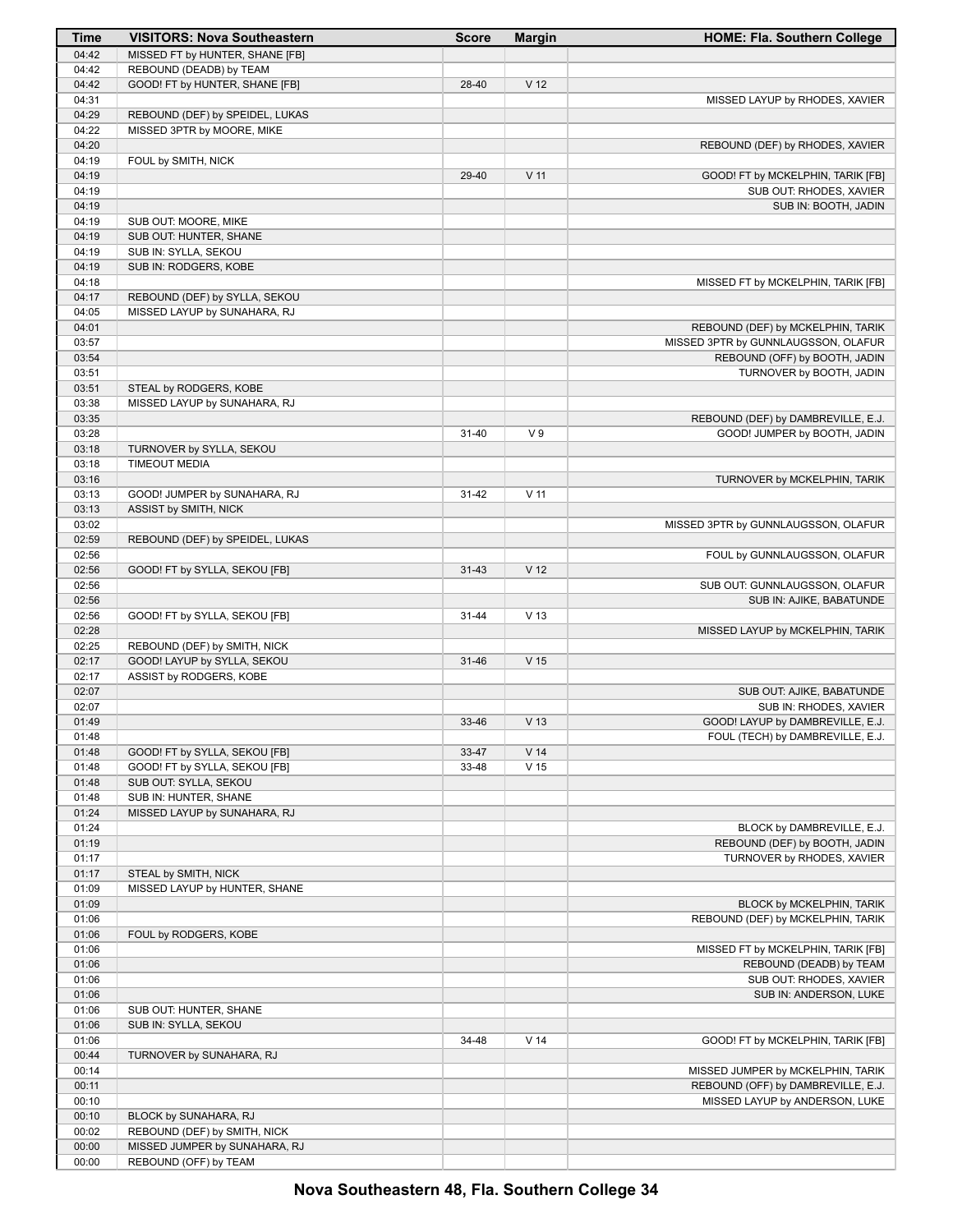| Time | VISITORS: Nova Southeastern | Score | Margin | HOME: Fla. Southern College |
|---|---|---|---|---|
| 04:42 | MISSED FT by HUNTER, SHANE [FB] | | | |
| 04:42 | REBOUND (DEADB) by TEAM | | | |
| 04:42 | GOOD! FT by HUNTER, SHANE [FB] | 28-40 | V 12 | |
| 04:31 | | | | MISSED LAYUP by RHODES, XAVIER |
| 04:29 | REBOUND (DEF) by SPEIDEL, LUKAS | | | |
| 04:22 | MISSED 3PTR by MOORE, MIKE | | | |
| 04:20 | | | | REBOUND (DEF) by RHODES, XAVIER |
| 04:19 | FOUL by SMITH, NICK | | | |
| 04:19 | | 29-40 | V 11 | GOOD! FT by MCKELPHIN, TARIK [FB] |
| 04:19 | | | | SUB OUT: RHODES, XAVIER |
| 04:19 | | | | SUB IN: BOOTH, JADIN |
| 04:19 | SUB OUT: MOORE, MIKE | | | |
| 04:19 | SUB OUT: HUNTER, SHANE | | | |
| 04:19 | SUB IN: SYLLA, SEKOU | | | |
| 04:19 | SUB IN: RODGERS, KOBE | | | |
| 04:18 | | | | MISSED FT by MCKELPHIN, TARIK [FB] |
| 04:17 | REBOUND (DEF) by SYLLA, SEKOU | | | |
| 04:05 | MISSED LAYUP by SUNAHARA, RJ | | | |
| 04:01 | | | | REBOUND (DEF) by MCKELPHIN, TARIK |
| 03:57 | | | | MISSED 3PTR by GUNNLAUGSSON, OLAFUR |
| 03:54 | | | | REBOUND (OFF) by BOOTH, JADIN |
| 03:51 | | | | TURNOVER by BOOTH, JADIN |
| 03:51 | STEAL by RODGERS, KOBE | | | |
| 03:38 | MISSED LAYUP by SUNAHARA, RJ | | | |
| 03:35 | | | | REBOUND (DEF) by DAMBREVILLE, E.J. |
| 03:28 | | 31-40 | V 9 | GOOD! JUMPER by BOOTH, JADIN |
| 03:18 | TURNOVER by SYLLA, SEKOU | | | |
| 03:18 | TIMEOUT MEDIA | | | |
| 03:16 | | | | TURNOVER by MCKELPHIN, TARIK |
| 03:13 | GOOD! JUMPER by SUNAHARA, RJ | 31-42 | V 11 | |
| 03:13 | ASSIST by SMITH, NICK | | | |
| 03:02 | | | | MISSED 3PTR by GUNNLAUGSSON, OLAFUR |
| 02:59 | REBOUND (DEF) by SPEIDEL, LUKAS | | | |
| 02:56 | | | | FOUL by GUNNLAUGSSON, OLAFUR |
| 02:56 | GOOD! FT by SYLLA, SEKOU [FB] | 31-43 | V 12 | |
| 02:56 | | | | SUB OUT: GUNNLAUGSSON, OLAFUR |
| 02:56 | | | | SUB IN: AJIKE, BABATUNDE |
| 02:56 | GOOD! FT by SYLLA, SEKOU [FB] | 31-44 | V 13 | |
| 02:28 | | | | MISSED LAYUP by MCKELPHIN, TARIK |
| 02:25 | REBOUND (DEF) by SMITH, NICK | | | |
| 02:17 | GOOD! LAYUP by SYLLA, SEKOU | 31-46 | V 15 | |
| 02:17 | ASSIST by RODGERS, KOBE | | | |
| 02:07 | | | | SUB OUT: AJIKE, BABATUNDE |
| 02:07 | | | | SUB IN: RHODES, XAVIER |
| 01:49 | | 33-46 | V 13 | GOOD! LAYUP by DAMBREVILLE, E.J. |
| 01:48 | | | | FOUL (TECH) by DAMBREVILLE, E.J. |
| 01:48 | GOOD! FT by SYLLA, SEKOU [FB] | 33-47 | V 14 | |
| 01:48 | GOOD! FT by SYLLA, SEKOU [FB] | 33-48 | V 15 | |
| 01:48 | SUB OUT: SYLLA, SEKOU | | | |
| 01:48 | SUB IN: HUNTER, SHANE | | | |
| 01:24 | MISSED LAYUP by SUNAHARA, RJ | | | |
| 01:24 | | | | BLOCK by DAMBREVILLE, E.J. |
| 01:19 | | | | REBOUND (DEF) by BOOTH, JADIN |
| 01:17 | | | | TURNOVER by RHODES, XAVIER |
| 01:17 | STEAL by SMITH, NICK | | | |
| 01:09 | MISSED LAYUP by HUNTER, SHANE | | | |
| 01:09 | | | | BLOCK by MCKELPHIN, TARIK |
| 01:06 | | | | REBOUND (DEF) by MCKELPHIN, TARIK |
| 01:06 | FOUL by RODGERS, KOBE | | | |
| 01:06 | | | | MISSED FT by MCKELPHIN, TARIK [FB] |
| 01:06 | | | | REBOUND (DEADB) by TEAM |
| 01:06 | | | | SUB OUT: RHODES, XAVIER |
| 01:06 | | | | SUB IN: ANDERSON, LUKE |
| 01:06 | SUB OUT: HUNTER, SHANE | | | |
| 01:06 | SUB IN: SYLLA, SEKOU | | | |
| 01:06 | | 34-48 | V 14 | GOOD! FT by MCKELPHIN, TARIK [FB] |
| 00:44 | TURNOVER by SUNAHARA, RJ | | | |
| 00:14 | | | | MISSED JUMPER by MCKELPHIN, TARIK |
| 00:11 | | | | REBOUND (OFF) by DAMBREVILLE, E.J. |
| 00:10 | | | | MISSED LAYUP by ANDERSON, LUKE |
| 00:10 | BLOCK by SUNAHARA, RJ | | | |
| 00:02 | REBOUND (DEF) by SMITH, NICK | | | |
| 00:00 | MISSED JUMPER by SUNAHARA, RJ | | | |
| 00:00 | REBOUND (OFF) by TEAM | | | |

**Nova Southeastern 48, Fla. Southern College 34**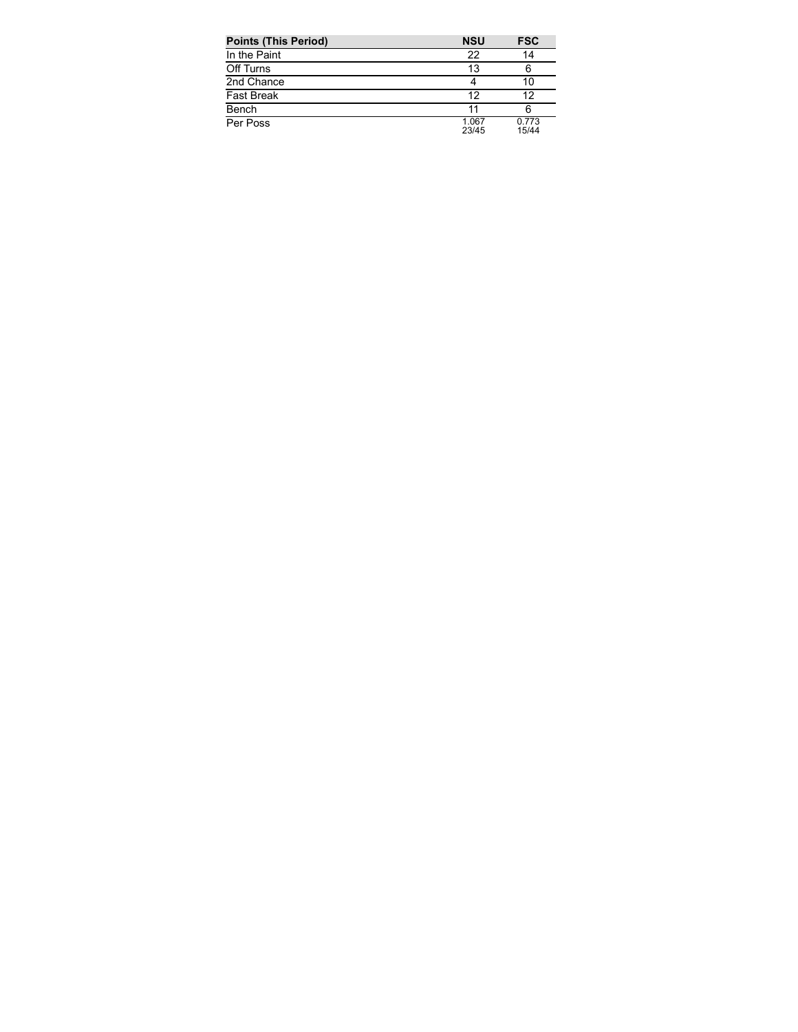| Points (This Period) | NSU | FSC |
|---|---|---|
| In the Paint | 22 | 14 |
| Off Turns | 13 | 6 |
| 2nd Chance | 4 | 10 |
| Fast Break | 12 | 12 |
| Bench | 11 | 6 |
| Per Poss | 1.067 23/45 | 0.773 15/44 |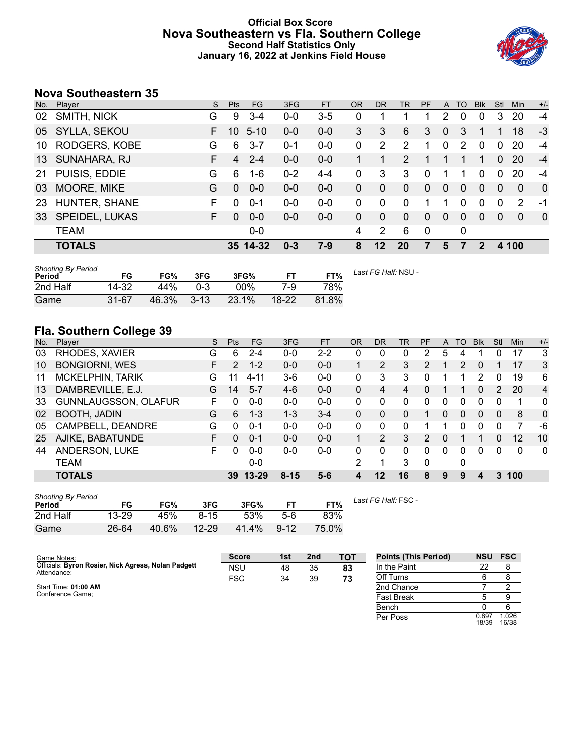# Official Box Score
## Nova Southeastern vs Fla. Southern College
### Second Half Statistics Only
### January 16, 2022 at Jenkins Field House

## Nova Southeastern 35

| No. | Player | S | Pts | FG | 3FG | FT | OR | DR | TR | PF | A | TO | Blk | Stl | Min | +/- |
|---|---|---|---|---|---|---|---|---|---|---|---|---|---|---|---|---|
| 02 | SMITH, NICK | G | 9 | 3-4 | 0-0 | 3-5 | 0 | 1 | 1 | 1 | 2 | 0 | 0 | 3 | 20 | -4 |
| 05 | SYLLA, SEKOU | F | 10 | 5-10 | 0-0 | 0-0 | 3 | 3 | 6 | 3 | 0 | 3 | 1 | 1 | 18 | -3 |
| 10 | RODGERS, KOBE | G | 6 | 3-7 | 0-1 | 0-0 | 0 | 2 | 2 | 1 | 0 | 2 | 0 | 0 | 20 | -4 |
| 13 | SUNAHARA, RJ | F | 4 | 2-4 | 0-0 | 0-0 | 1 | 1 | 2 | 1 | 1 | 1 | 1 | 0 | 20 | -4 |
| 21 | PUISIS, EDDIE | G | 6 | 1-6 | 0-2 | 4-4 | 0 | 3 | 3 | 0 | 1 | 1 | 0 | 0 | 20 | -4 |
| 03 | MOORE, MIKE | G | 0 | 0-0 | 0-0 | 0-0 | 0 | 0 | 0 | 0 | 0 | 0 | 0 | 0 | 0 | 0 |
| 23 | HUNTER, SHANE | F | 0 | 0-1 | 0-0 | 0-0 | 0 | 0 | 0 | 1 | 1 | 0 | 0 | 0 | 2 | -1 |
| 33 | SPEIDEL, LUKAS | F | 0 | 0-0 | 0-0 | 0-0 | 0 | 0 | 0 | 0 | 0 | 0 | 0 | 0 | 0 | 0 |
| | TEAM | | | 0-0 | | | 4 | 2 | 6 | 0 | | 0 | | | | |
| | **TOTALS** | | **35** | **14-32** | **0-3** | **7-9** | **8** | **12** | **20** | **7** | **5** | **7** | **2** | **4** | **100** | |

*Shooting By Period*

| Period | FG | FG% | 3FG | 3FG% | FT | FT% |
|---|---|---|---|---|---|---|
| 2nd Half | 14-32 | 44% | 0-3 | 00% | 7-9 | 78% |
| Game | 31-67 | 46.3% | 3-13 | 23.1% | 18-22 | 81.8% |

*Last FG Half:* NSU -

## Fla. Southern College 39

| No. | Player | S | Pts | FG | 3FG | FT | OR | DR | TR | PF | A | TO | Blk | Stl | Min | +/- |
|---|---|---|---|---|---|---|---|---|---|---|---|---|---|---|---|---|
| 03 | RHODES, XAVIER | G | 6 | 2-4 | 0-0 | 2-2 | 0 | 0 | 0 | 2 | 5 | 4 | 1 | 0 | 17 | 3 |
| 10 | BONGIORNI, WES | F | 2 | 1-2 | 0-0 | 0-0 | 1 | 2 | 3 | 2 | 1 | 2 | 0 | 1 | 17 | 3 |
| 11 | MCKELPHIN, TARIK | G | 11 | 4-11 | 3-6 | 0-0 | 0 | 3 | 3 | 0 | 1 | 1 | 2 | 0 | 19 | 6 |
| 13 | DAMBREVILLE, E.J. | G | 14 | 5-7 | 4-6 | 0-0 | 0 | 4 | 4 | 0 | 1 | 1 | 0 | 2 | 20 | 4 |
| 33 | GUNNLAUGSSON, OLAFUR | F | 0 | 0-0 | 0-0 | 0-0 | 0 | 0 | 0 | 0 | 0 | 0 | 0 | 0 | 1 | 0 |
| 02 | BOOTH, JADIN | G | 6 | 1-3 | 1-3 | 3-4 | 0 | 0 | 0 | 1 | 0 | 0 | 0 | 0 | 8 | 0 |
| 05 | CAMPBELL, DEANDRE | G | 0 | 0-1 | 0-0 | 0-0 | 0 | 0 | 0 | 1 | 1 | 0 | 0 | 0 | 7 | -6 |
| 25 | AJIKE, BABATUNDE | F | 0 | 0-1 | 0-0 | 0-0 | 1 | 2 | 3 | 2 | 0 | 1 | 1 | 0 | 12 | 10 |
| 44 | ANDERSON, LUKE | F | 0 | 0-0 | 0-0 | 0-0 | 0 | 0 | 0 | 0 | 0 | 0 | 0 | 0 | 0 | 0 |
| | TEAM | | | 0-0 | | | 2 | 1 | 3 | 0 | | 0 | | | | |
| | **TOTALS** | | **39** | **13-29** | **8-15** | **5-6** | **4** | **12** | **16** | **8** | **9** | **9** | **4** | **3** | **100** | |

*Shooting By Period*

| Period | FG | FG% | 3FG | 3FG% | FT | FT% |
|---|---|---|---|---|---|---|
| 2nd Half | 13-29 | 45% | 8-15 | 53% | 5-6 | 83% |
| Game | 26-64 | 40.6% | 12-29 | 41.4% | 9-12 | 75.0% |

*Last FG Half:* FSC -

Game Notes:
Officials: **Byron Rosier, Nick Agress, Nolan Padgett**
Attendance:

Start Time: **01:00 AM**
Conference Game;

| Score | 1st | 2nd | TOT |
|---|---|---|---|
| NSU | 48 | 35 | **83** |
| FSC | 34 | 39 | **73** |

| Points (This Period) | NSU | FSC |
|---|---|---|
| In the Paint | 22 | 8 |
| Off Turns | 6 | 8 |
| 2nd Chance | 7 | 2 |
| Fast Break | 5 | 9 |
| Bench | 0 | 6 |
| Per Poss | 0.897 18/39 | 1.026 16/38 |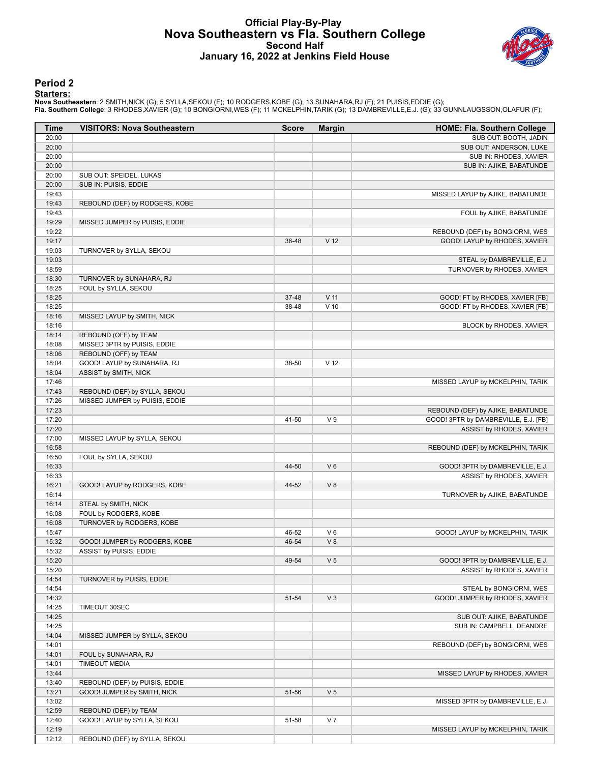# Official Play-By-Play
## Nova Southeastern vs Fla. Southern College
### Second Half
### January 16, 2022 at Jenkins Field House

## Period 2

**Starters:**

**Nova Southeastern**: 2 SMITH,NICK (G); 5 SYLLA,SEKOU (F); 10 RODGERS,KOBE (G); 13 SUNAHARA,RJ (F); 21 PUISIS,EDDIE (G);
**Fla. Southern College**: 3 RHODES,XAVIER (G); 10 BONGIORNI,WES (F); 11 MCKELPHIN,TARIK (G); 13 DAMBREVILLE,E.J. (G); 33 GUNNLAUGSSON,OLAFUR (F);

| Time | VISITORS: Nova Southeastern | Score | Margin | HOME: Fla. Southern College |
|---|---|---|---|---|
| 20:00 | | | | SUB OUT: BOOTH, JADIN |
| 20:00 | | | | SUB OUT: ANDERSON, LUKE |
| 20:00 | | | | SUB IN: RHODES, XAVIER |
| 20:00 | | | | SUB IN: AJIKE, BABATUNDE |
| 20:00 | SUB OUT: SPEIDEL, LUKAS | | | |
| 20:00 | SUB IN: PUISIS, EDDIE | | | |
| 19:43 | | | | MISSED LAYUP by AJIKE, BABATUNDE |
| 19:43 | REBOUND (DEF) by RODGERS, KOBE | | | |
| 19:43 | | | | FOUL by AJIKE, BABATUNDE |
| 19:29 | MISSED JUMPER by PUISIS, EDDIE | | | |
| 19:22 | | | | REBOUND (DEF) by BONGIORNI, WES |
| 19:17 | | 36-48 | V 12 | GOOD! LAYUP by RHODES, XAVIER |
| 19:03 | TURNOVER by SYLLA, SEKOU | | | |
| 19:03 | | | | STEAL by DAMBREVILLE, E.J. |
| 18:59 | | | | TURNOVER by RHODES, XAVIER |
| 18:30 | TURNOVER by SUNAHARA, RJ | | | |
| 18:25 | FOUL by SYLLA, SEKOU | | | |
| 18:25 | | 37-48 | V 11 | GOOD! FT by RHODES, XAVIER [FB] |
| 18:25 | | 38-48 | V 10 | GOOD! FT by RHODES, XAVIER [FB] |
| 18:16 | MISSED LAYUP by SMITH, NICK | | | |
| 18:16 | | | | BLOCK by RHODES, XAVIER |
| 18:14 | REBOUND (OFF) by TEAM | | | |
| 18:08 | MISSED 3PTR by PUISIS, EDDIE | | | |
| 18:06 | REBOUND (OFF) by TEAM | | | |
| 18:04 | GOOD! LAYUP by SUNAHARA, RJ | 38-50 | V 12 | |
| 18:04 | ASSIST by SMITH, NICK | | | |
| 17:46 | | | | MISSED LAYUP by MCKELPHIN, TARIK |
| 17:43 | REBOUND (DEF) by SYLLA, SEKOU | | | |
| 17:26 | MISSED JUMPER by PUISIS, EDDIE | | | |
| 17:23 | | | | REBOUND (DEF) by AJIKE, BABATUNDE |
| 17:20 | | 41-50 | V 9 | GOOD! 3PTR by DAMBREVILLE, E.J. [FB] |
| 17:20 | | | | ASSIST by RHODES, XAVIER |
| 17:00 | MISSED LAYUP by SYLLA, SEKOU | | | |
| 16:58 | | | | REBOUND (DEF) by MCKELPHIN, TARIK |
| 16:50 | FOUL by SYLLA, SEKOU | | | |
| 16:33 | | 44-50 | V 6 | GOOD! 3PTR by DAMBREVILLE, E.J. |
| 16:33 | | | | ASSIST by RHODES, XAVIER |
| 16:21 | GOOD! LAYUP by RODGERS, KOBE | 44-52 | V 8 | |
| 16:14 | | | | TURNOVER by AJIKE, BABATUNDE |
| 16:14 | STEAL by SMITH, NICK | | | |
| 16:08 | FOUL by RODGERS, KOBE | | | |
| 16:08 | TURNOVER by RODGERS, KOBE | | | |
| 15:47 | | 46-52 | V 6 | GOOD! LAYUP by MCKELPHIN, TARIK |
| 15:32 | GOOD! JUMPER by RODGERS, KOBE | 46-54 | V 8 | |
| 15:32 | ASSIST by PUISIS, EDDIE | | | |
| 15:20 | | 49-54 | V 5 | GOOD! 3PTR by DAMBREVILLE, E.J. |
| 15:20 | | | | ASSIST by RHODES, XAVIER |
| 14:54 | TURNOVER by PUISIS, EDDIE | | | |
| 14:54 | | | | STEAL by BONGIORNI, WES |
| 14:32 | | 51-54 | V 3 | GOOD! JUMPER by RHODES, XAVIER |
| 14:25 | TIMEOUT 30SEC | | | |
| 14:25 | | | | SUB OUT: AJIKE, BABATUNDE |
| 14:25 | | | | SUB IN: CAMPBELL, DEANDRE |
| 14:04 | MISSED JUMPER by SYLLA, SEKOU | | | |
| 14:01 | | | | REBOUND (DEF) by BONGIORNI, WES |
| 14:01 | FOUL by SUNAHARA, RJ | | | |
| 14:01 | TIMEOUT MEDIA | | | |
| 13:44 | | | | MISSED LAYUP by RHODES, XAVIER |
| 13:40 | REBOUND (DEF) by PUISIS, EDDIE | | | |
| 13:21 | GOOD! JUMPER by SMITH, NICK | 51-56 | V 5 | |
| 13:02 | | | | MISSED 3PTR by DAMBREVILLE, E.J. |
| 12:59 | REBOUND (DEF) by TEAM | | | |
| 12:40 | GOOD! LAYUP by SYLLA, SEKOU | 51-58 | V 7 | |
| 12:19 | | | | MISSED LAYUP by MCKELPHIN, TARIK |
| 12:12 | REBOUND (DEF) by SYLLA, SEKOU | | | |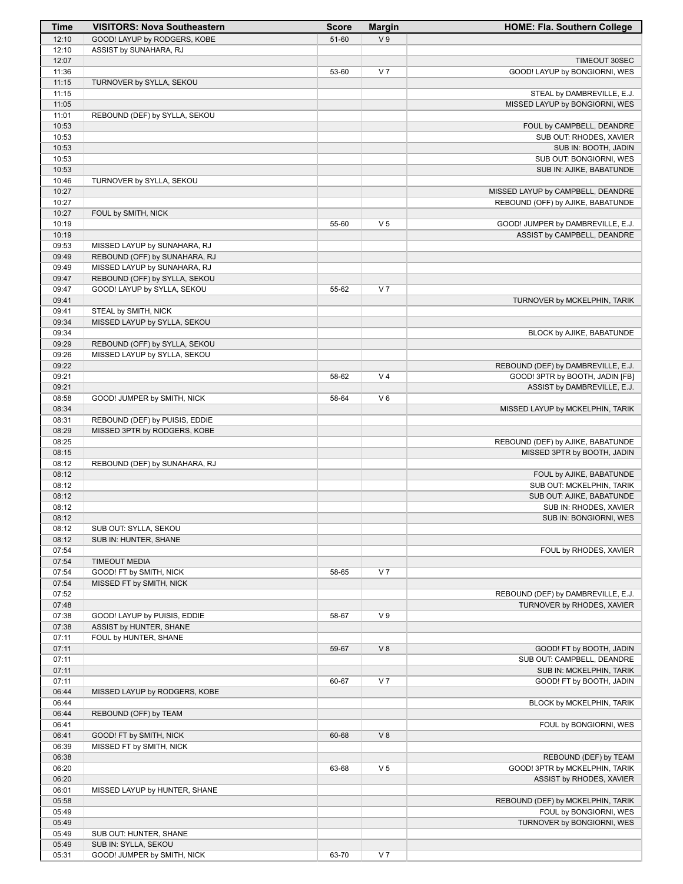| Time | VISITORS: Nova Southeastern | Score | Margin | HOME: Fla. Southern College |
| --- | --- | --- | --- | --- |
| 12:10 | GOOD! LAYUP by RODGERS, KOBE | 51-60 | V 9 | |
| 12:10 | ASSIST by SUNAHARA, RJ | | | |
| 12:07 | | | | TIMEOUT 30SEC |
| 11:36 | | 53-60 | V 7 | GOOD! LAYUP by BONGIORNI, WES |
| 11:15 | TURNOVER by SYLLA, SEKOU | | | |
| 11:15 | | | | STEAL by DAMBREVILLE, E.J. |
| 11:05 | | | | MISSED LAYUP by BONGIORNI, WES |
| 11:01 | REBOUND (DEF) by SYLLA, SEKOU | | | |
| 10:53 | | | | FOUL by CAMPBELL, DEANDRE |
| 10:53 | | | | SUB OUT: RHODES, XAVIER |
| 10:53 | | | | SUB IN: BOOTH, JADIN |
| 10:53 | | | | SUB OUT: BONGIORNI, WES |
| 10:53 | | | | SUB IN: AJIKE, BABATUNDE |
| 10:46 | TURNOVER by SYLLA, SEKOU | | | |
| 10:27 | | | | MISSED LAYUP by CAMPBELL, DEANDRE |
| 10:27 | | | | REBOUND (OFF) by AJIKE, BABATUNDE |
| 10:27 | FOUL by SMITH, NICK | | | |
| 10:19 | | 55-60 | V 5 | GOOD! JUMPER by DAMBREVILLE, E.J. |
| 10:19 | | | | ASSIST by CAMPBELL, DEANDRE |
| 09:53 | MISSED LAYUP by SUNAHARA, RJ | | | |
| 09:49 | REBOUND (OFF) by SUNAHARA, RJ | | | |
| 09:49 | MISSED LAYUP by SUNAHARA, RJ | | | |
| 09:47 | REBOUND (OFF) by SYLLA, SEKOU | | | |
| 09:47 | GOOD! LAYUP by SYLLA, SEKOU | 55-62 | V 7 | |
| 09:41 | | | | TURNOVER by MCKELPHIN, TARIK |
| 09:41 | STEAL by SMITH, NICK | | | |
| 09:34 | MISSED LAYUP by SYLLA, SEKOU | | | |
| 09:34 | | | | BLOCK by AJIKE, BABATUNDE |
| 09:29 | REBOUND (OFF) by SYLLA, SEKOU | | | |
| 09:26 | MISSED LAYUP by SYLLA, SEKOU | | | |
| 09:22 | | | | REBOUND (DEF) by DAMBREVILLE, E.J. |
| 09:21 | | 58-62 | V 4 | GOOD! 3PTR by BOOTH, JADIN [FB] |
| 09:21 | | | | ASSIST by DAMBREVILLE, E.J. |
| 08:58 | GOOD! JUMPER by SMITH, NICK | 58-64 | V 6 | |
| 08:34 | | | | MISSED LAYUP by MCKELPHIN, TARIK |
| 08:31 | REBOUND (DEF) by PUISIS, EDDIE | | | |
| 08:29 | MISSED 3PTR by RODGERS, KOBE | | | |
| 08:25 | | | | REBOUND (DEF) by AJIKE, BABATUNDE |
| 08:15 | | | | MISSED 3PTR by BOOTH, JADIN |
| 08:12 | REBOUND (DEF) by SUNAHARA, RJ | | | |
| 08:12 | | | | FOUL by AJIKE, BABATUNDE |
| 08:12 | | | | SUB OUT: MCKELPHIN, TARIK |
| 08:12 | | | | SUB OUT: AJIKE, BABATUNDE |
| 08:12 | | | | SUB IN: RHODES, XAVIER |
| 08:12 | | | | SUB IN: BONGIORNI, WES |
| 08:12 | SUB OUT: SYLLA, SEKOU | | | |
| 08:12 | SUB IN: HUNTER, SHANE | | | |
| 07:54 | | | | FOUL by RHODES, XAVIER |
| 07:54 | TIMEOUT MEDIA | | | |
| 07:54 | GOOD! FT by SMITH, NICK | 58-65 | V 7 | |
| 07:54 | MISSED FT by SMITH, NICK | | | |
| 07:52 | | | | REBOUND (DEF) by DAMBREVILLE, E.J. |
| 07:48 | | | | TURNOVER by RHODES, XAVIER |
| 07:38 | GOOD! LAYUP by PUISIS, EDDIE | 58-67 | V 9 | |
| 07:38 | ASSIST by HUNTER, SHANE | | | |
| 07:11 | FOUL by HUNTER, SHANE | | | |
| 07:11 | | 59-67 | V 8 | GOOD! FT by BOOTH, JADIN |
| 07:11 | | | | SUB OUT: CAMPBELL, DEANDRE |
| 07:11 | | | | SUB IN: MCKELPHIN, TARIK |
| 07:11 | | 60-67 | V 7 | GOOD! FT by BOOTH, JADIN |
| 06:44 | MISSED LAYUP by RODGERS, KOBE | | | |
| 06:44 | | | | BLOCK by MCKELPHIN, TARIK |
| 06:44 | REBOUND (OFF) by TEAM | | | |
| 06:41 | | | | FOUL by BONGIORNI, WES |
| 06:41 | GOOD! FT by SMITH, NICK | 60-68 | V 8 | |
| 06:39 | MISSED FT by SMITH, NICK | | | |
| 06:38 | | | | REBOUND (DEF) by TEAM |
| 06:20 | | 63-68 | V 5 | GOOD! 3PTR by MCKELPHIN, TARIK |
| 06:20 | | | | ASSIST by RHODES, XAVIER |
| 06:01 | MISSED LAYUP by HUNTER, SHANE | | | |
| 05:58 | | | | REBOUND (DEF) by MCKELPHIN, TARIK |
| 05:49 | | | | FOUL by BONGIORNI, WES |
| 05:49 | | | | TURNOVER by BONGIORNI, WES |
| 05:49 | SUB OUT: HUNTER, SHANE | | | |
| 05:49 | SUB IN: SYLLA, SEKOU | | | |
| 05:31 | GOOD! JUMPER by SMITH, NICK | 63-70 | V 7 | |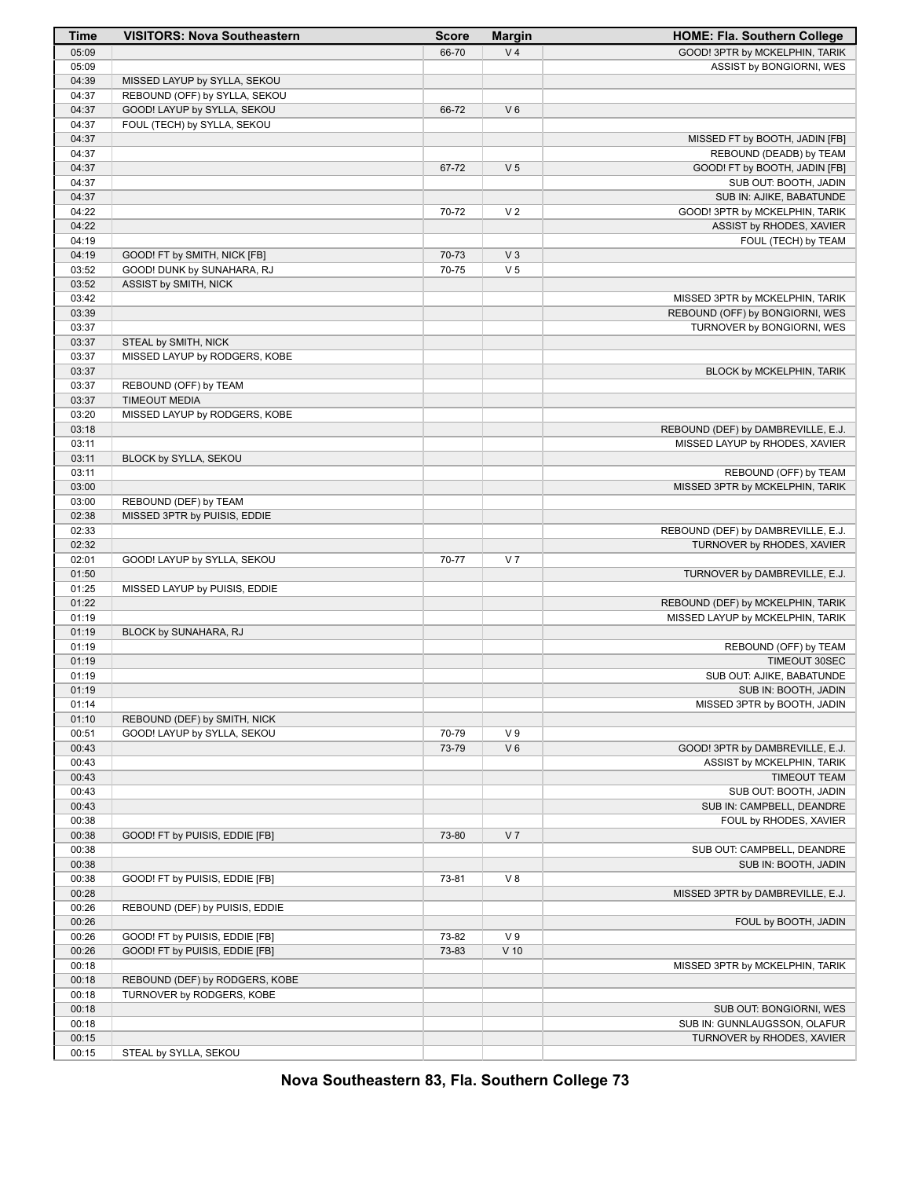| Time | VISITORS: Nova Southeastern | Score | Margin | HOME: Fla. Southern College |
|---|---|---|---|---|
| 05:09 | | 66-70 | V 4 | GOOD! 3PTR by MCKELPHIN, TARIK |
| 05:09 | | | | ASSIST by BONGIORNI, WES |
| 04:39 | MISSED LAYUP by SYLLA, SEKOU | | | |
| 04:37 | REBOUND (OFF) by SYLLA, SEKOU | | | |
| 04:37 | GOOD! LAYUP by SYLLA, SEKOU | 66-72 | V 6 | |
| 04:37 | FOUL (TECH) by SYLLA, SEKOU | | | |
| 04:37 | | | | MISSED FT by BOOTH, JADIN [FB] |
| 04:37 | | | | REBOUND (DEADB) by TEAM |
| 04:37 | | 67-72 | V 5 | GOOD! FT by BOOTH, JADIN [FB] |
| 04:37 | | | | SUB OUT: BOOTH, JADIN |
| 04:37 | | | | SUB IN: AJIKE, BABATUNDE |
| 04:22 | | 70-72 | V 2 | GOOD! 3PTR by MCKELPHIN, TARIK |
| 04:22 | | | | ASSIST by RHODES, XAVIER |
| 04:19 | | | | FOUL (TECH) by TEAM |
| 04:19 | GOOD! FT by SMITH, NICK [FB] | 70-73 | V 3 | |
| 03:52 | GOOD! DUNK by SUNAHARA, RJ | 70-75 | V 5 | |
| 03:52 | ASSIST by SMITH, NICK | | | |
| 03:42 | | | | MISSED 3PTR by MCKELPHIN, TARIK |
| 03:39 | | | | REBOUND (OFF) by BONGIORNI, WES |
| 03:37 | | | | TURNOVER by BONGIORNI, WES |
| 03:37 | STEAL by SMITH, NICK | | | |
| 03:37 | MISSED LAYUP by RODGERS, KOBE | | | |
| 03:37 | | | | BLOCK by MCKELPHIN, TARIK |
| 03:37 | REBOUND (OFF) by TEAM | | | |
| 03:37 | TIMEOUT MEDIA | | | |
| 03:20 | MISSED LAYUP by RODGERS, KOBE | | | |
| 03:18 | | | | REBOUND (DEF) by DAMBREVILLE, E.J. |
| 03:11 | | | | MISSED LAYUP by RHODES, XAVIER |
| 03:11 | BLOCK by SYLLA, SEKOU | | | |
| 03:11 | | | | REBOUND (OFF) by TEAM |
| 03:00 | | | | MISSED 3PTR by MCKELPHIN, TARIK |
| 03:00 | REBOUND (DEF) by TEAM | | | |
| 02:38 | MISSED 3PTR by PUISIS, EDDIE | | | |
| 02:33 | | | | REBOUND (DEF) by DAMBREVILLE, E.J. |
| 02:32 | | | | TURNOVER by RHODES, XAVIER |
| 02:01 | GOOD! LAYUP by SYLLA, SEKOU | 70-77 | V 7 | |
| 01:50 | | | | TURNOVER by DAMBREVILLE, E.J. |
| 01:25 | MISSED LAYUP by PUISIS, EDDIE | | | |
| 01:22 | | | | REBOUND (DEF) by MCKELPHIN, TARIK |
| 01:19 | | | | MISSED LAYUP by MCKELPHIN, TARIK |
| 01:19 | BLOCK by SUNAHARA, RJ | | | |
| 01:19 | | | | REBOUND (OFF) by TEAM |
| 01:19 | | | | TIMEOUT 30SEC |
| 01:19 | | | | SUB OUT: AJIKE, BABATUNDE |
| 01:19 | | | | SUB IN: BOOTH, JADIN |
| 01:14 | | | | MISSED 3PTR by BOOTH, JADIN |
| 01:10 | REBOUND (DEF) by SMITH, NICK | | | |
| 00:51 | GOOD! LAYUP by SYLLA, SEKOU | 70-79 | V 9 | |
| 00:43 | | 73-79 | V 6 | GOOD! 3PTR by DAMBREVILLE, E.J. |
| 00:43 | | | | ASSIST by MCKELPHIN, TARIK |
| 00:43 | | | | TIMEOUT TEAM |
| 00:43 | | | | SUB OUT: BOOTH, JADIN |
| 00:43 | | | | SUB IN: CAMPBELL, DEANDRE |
| 00:38 | | | | FOUL by RHODES, XAVIER |
| 00:38 | GOOD! FT by PUISIS, EDDIE [FB] | 73-80 | V 7 | |
| 00:38 | | | | SUB OUT: CAMPBELL, DEANDRE |
| 00:38 | | | | SUB IN: BOOTH, JADIN |
| 00:38 | GOOD! FT by PUISIS, EDDIE [FB] | 73-81 | V 8 | |
| 00:28 | | | | MISSED 3PTR by DAMBREVILLE, E.J. |
| 00:26 | REBOUND (DEF) by PUISIS, EDDIE | | | |
| 00:26 | | | | FOUL by BOOTH, JADIN |
| 00:26 | GOOD! FT by PUISIS, EDDIE [FB] | 73-82 | V 9 | |
| 00:26 | GOOD! FT by PUISIS, EDDIE [FB] | 73-83 | V 10 | |
| 00:18 | | | | MISSED 3PTR by MCKELPHIN, TARIK |
| 00:18 | REBOUND (DEF) by RODGERS, KOBE | | | |
| 00:18 | TURNOVER by RODGERS, KOBE | | | |
| 00:18 | | | | SUB OUT: BONGIORNI, WES |
| 00:18 | | | | SUB IN: GUNNLAUGSSON, OLAFUR |
| 00:15 | | | | TURNOVER by RHODES, XAVIER |
| 00:15 | STEAL by SYLLA, SEKOU | | | |

**Nova Southeastern 83, Fla. Southern College 73**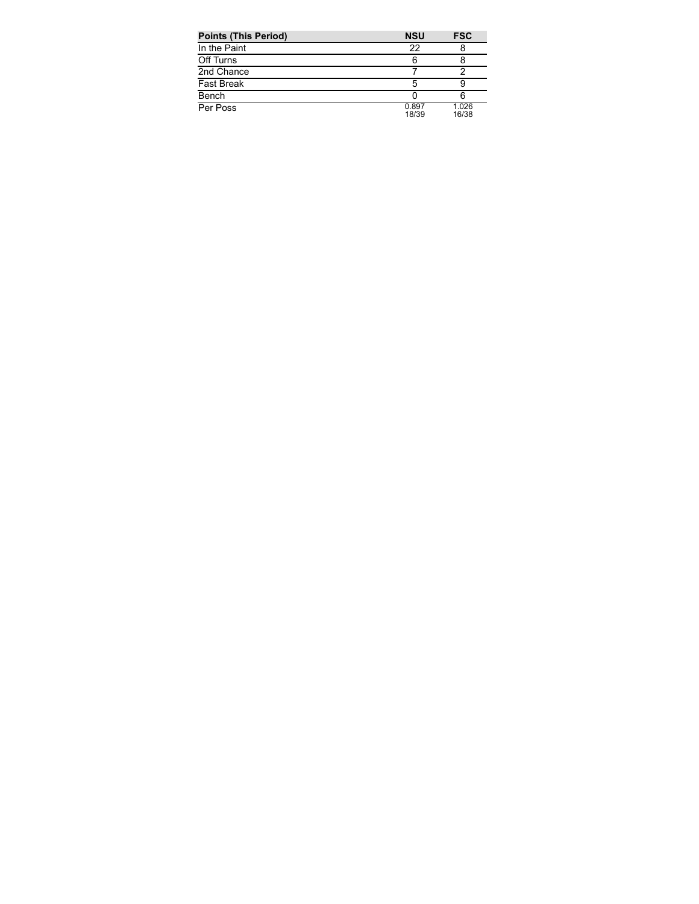| Points (This Period) | NSU | FSC |
| --- | --- | --- |
| In the Paint | 22 | 8 |
| Off Turns | 6 | 8 |
| 2nd Chance | 7 | 2 |
| Fast Break | 5 | 9 |
| Bench | 0 | 6 |
| Per Poss | 0.897<br>18/39 | 1.026<br>16/38 |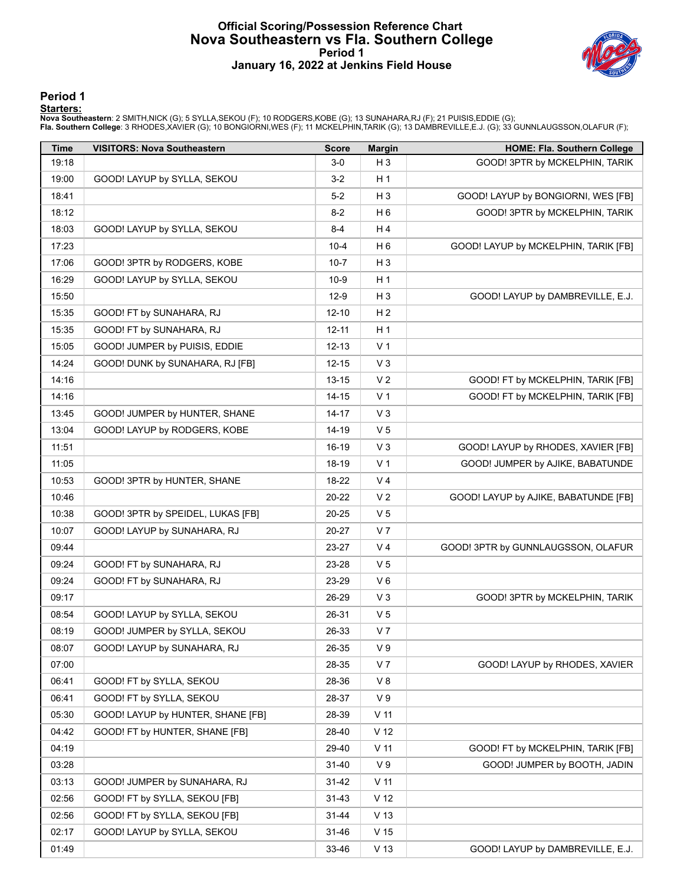# Official Scoring/Possession Reference Chart
## Nova Southeastern vs Fla. Southern College
### Period 1
### January 16, 2022 at Jenkins Field House

## Period 1

**Starters:**

**Nova Southeastern**: 2 SMITH,NICK (G); 5 SYLLA,SEKOU (F); 10 RODGERS,KOBE (G); 13 SUNAHARA,RJ (F); 21 PUISIS,EDDIE (G);
**Fla. Southern College**: 3 RHODES,XAVIER (G); 10 BONGIORNI,WES (F); 11 MCKELPHIN,TARIK (G); 13 DAMBREVILLE,E.J. (G); 33 GUNNLAUGSSON,OLAFUR (F);

| Time | VISITORS: Nova Southeastern | Score | Margin | HOME: Fla. Southern College |
|---|---|---|---|---|
| 19:18 | | 3-0 | H 3 | GOOD! 3PTR by MCKELPHIN, TARIK |
| 19:00 | GOOD! LAYUP by SYLLA, SEKOU | 3-2 | H 1 | |
| 18:41 | | 5-2 | H 3 | GOOD! LAYUP by BONGIORNI, WES [FB] |
| 18:12 | | 8-2 | H 6 | GOOD! 3PTR by MCKELPHIN, TARIK |
| 18:03 | GOOD! LAYUP by SYLLA, SEKOU | 8-4 | H 4 | |
| 17:23 | | 10-4 | H 6 | GOOD! LAYUP by MCKELPHIN, TARIK [FB] |
| 17:06 | GOOD! 3PTR by RODGERS, KOBE | 10-7 | H 3 | |
| 16:29 | GOOD! LAYUP by SYLLA, SEKOU | 10-9 | H 1 | |
| 15:50 | | 12-9 | H 3 | GOOD! LAYUP by DAMBREVILLE, E.J. |
| 15:35 | GOOD! FT by SUNAHARA, RJ | 12-10 | H 2 | |
| 15:35 | GOOD! FT by SUNAHARA, RJ | 12-11 | H 1 | |
| 15:05 | GOOD! JUMPER by PUISIS, EDDIE | 12-13 | V 1 | |
| 14:24 | GOOD! DUNK by SUNAHARA, RJ [FB] | 12-15 | V 3 | |
| 14:16 | | 13-15 | V 2 | GOOD! FT by MCKELPHIN, TARIK [FB] |
| 14:16 | | 14-15 | V 1 | GOOD! FT by MCKELPHIN, TARIK [FB] |
| 13:45 | GOOD! JUMPER by HUNTER, SHANE | 14-17 | V 3 | |
| 13:04 | GOOD! LAYUP by RODGERS, KOBE | 14-19 | V 5 | |
| 11:51 | | 16-19 | V 3 | GOOD! LAYUP by RHODES, XAVIER [FB] |
| 11:05 | | 18-19 | V 1 | GOOD! JUMPER by AJIKE, BABATUNDE |
| 10:53 | GOOD! 3PTR by HUNTER, SHANE | 18-22 | V 4 | |
| 10:46 | | 20-22 | V 2 | GOOD! LAYUP by AJIKE, BABATUNDE [FB] |
| 10:38 | GOOD! 3PTR by SPEIDEL, LUKAS [FB] | 20-25 | V 5 | |
| 10:07 | GOOD! LAYUP by SUNAHARA, RJ | 20-27 | V 7 | |
| 09:44 | | 23-27 | V 4 | GOOD! 3PTR by GUNNLAUGSSON, OLAFUR |
| 09:24 | GOOD! FT by SUNAHARA, RJ | 23-28 | V 5 | |
| 09:24 | GOOD! FT by SUNAHARA, RJ | 23-29 | V 6 | |
| 09:17 | | 26-29 | V 3 | GOOD! 3PTR by MCKELPHIN, TARIK |
| 08:54 | GOOD! LAYUP by SYLLA, SEKOU | 26-31 | V 5 | |
| 08:19 | GOOD! JUMPER by SYLLA, SEKOU | 26-33 | V 7 | |
| 08:07 | GOOD! LAYUP by SUNAHARA, RJ | 26-35 | V 9 | |
| 07:00 | | 28-35 | V 7 | GOOD! LAYUP by RHODES, XAVIER |
| 06:41 | GOOD! FT by SYLLA, SEKOU | 28-36 | V 8 | |
| 06:41 | GOOD! FT by SYLLA, SEKOU | 28-37 | V 9 | |
| 05:30 | GOOD! LAYUP by HUNTER, SHANE [FB] | 28-39 | V 11 | |
| 04:42 | GOOD! FT by HUNTER, SHANE [FB] | 28-40 | V 12 | |
| 04:19 | | 29-40 | V 11 | GOOD! FT by MCKELPHIN, TARIK [FB] |
| 03:28 | | 31-40 | V 9 | GOOD! JUMPER by BOOTH, JADIN |
| 03:13 | GOOD! JUMPER by SUNAHARA, RJ | 31-42 | V 11 | |
| 02:56 | GOOD! FT by SYLLA, SEKOU [FB] | 31-43 | V 12 | |
| 02:56 | GOOD! FT by SYLLA, SEKOU [FB] | 31-44 | V 13 | |
| 02:17 | GOOD! LAYUP by SYLLA, SEKOU | 31-46 | V 15 | |
| 01:49 | | 33-46 | V 13 | GOOD! LAYUP by DAMBREVILLE, E.J. |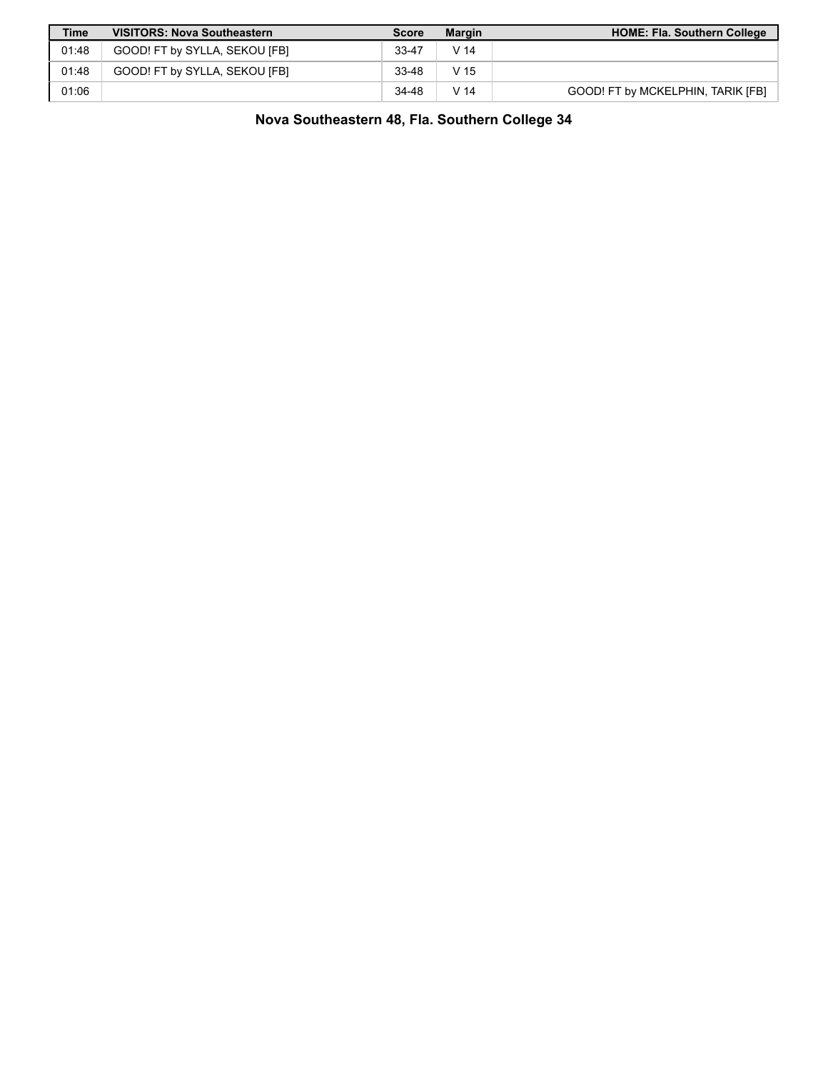| Time | VISITORS: Nova Southeastern | Score | Margin | HOME: Fla. Southern College |
| --- | --- | --- | --- | --- |
| 01:48 | GOOD! FT by SYLLA, SEKOU [FB] | 33-47 | V 14 | |
| 01:48 | GOOD! FT by SYLLA, SEKOU [FB] | 33-48 | V 15 | |
| 01:06 | | 34-48 | V 14 | GOOD! FT by MCKELPHIN, TARIK [FB] |

**Nova Southeastern 48, Fla. Southern College 34**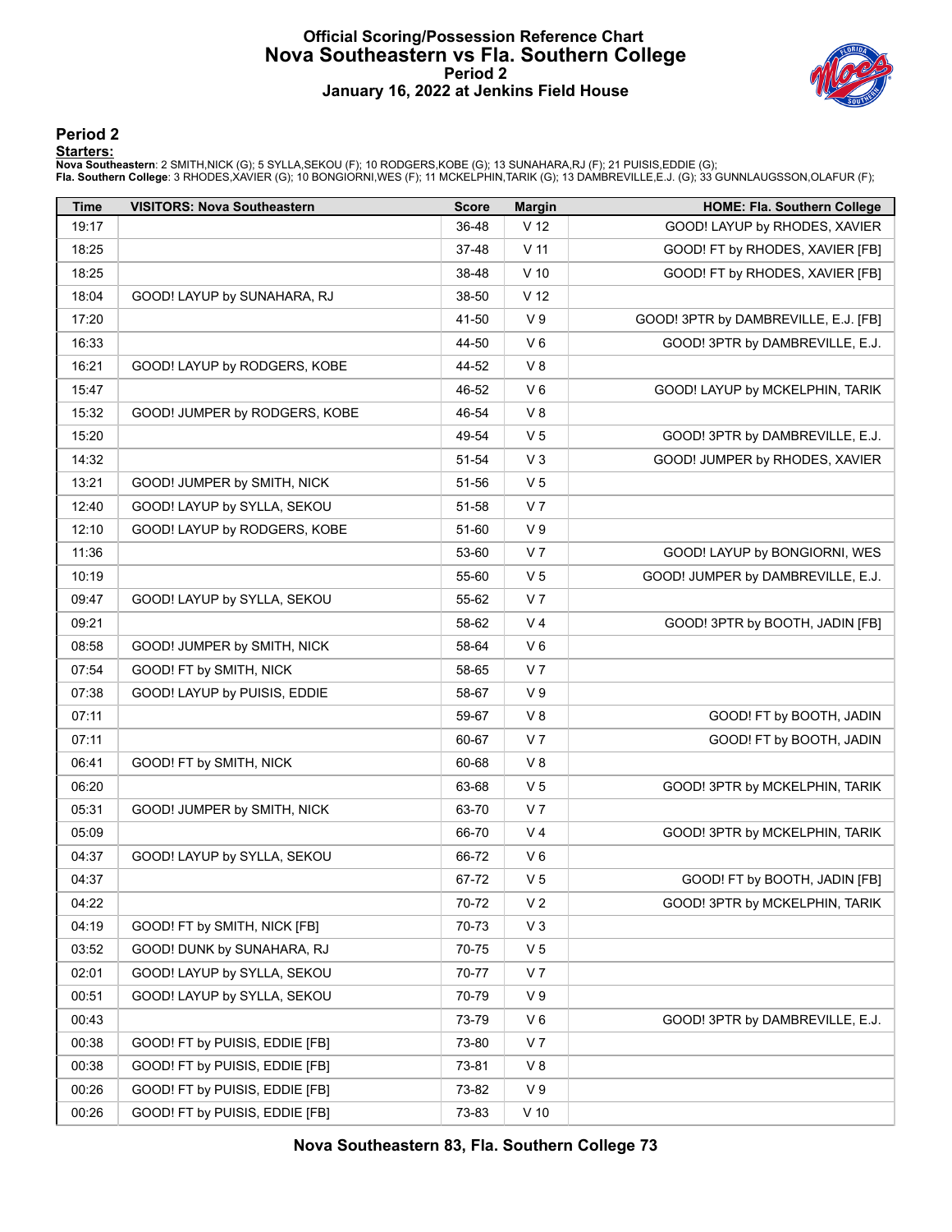# Official Scoring/Possession Reference Chart
## Nova Southeastern vs Fla. Southern College
### Period 2
### January 16, 2022 at Jenkins Field House

## Period 2

**Starters:**

**Nova Southeastern**: 2 SMITH,NICK (G); 5 SYLLA,SEKOU (F); 10 RODGERS,KOBE (G); 13 SUNAHARA,RJ (F); 21 PUISIS,EDDIE (G);
**Fla. Southern College**: 3 RHODES,XAVIER (G); 10 BONGIORNI,WES (F); 11 MCKELPHIN,TARIK (G); 13 DAMBREVILLE,E.J. (G); 33 GUNNLAUGSSON,OLAFUR (F);

| Time | VISITORS: Nova Southeastern | Score | Margin | HOME: Fla. Southern College |
|---|---|---|---|---|
| 19:17 | | 36-48 | V 12 | GOOD! LAYUP by RHODES, XAVIER |
| 18:25 | | 37-48 | V 11 | GOOD! FT by RHODES, XAVIER [FB] |
| 18:25 | | 38-48 | V 10 | GOOD! FT by RHODES, XAVIER [FB] |
| 18:04 | GOOD! LAYUP by SUNAHARA, RJ | 38-50 | V 12 | |
| 17:20 | | 41-50 | V 9 | GOOD! 3PTR by DAMBREVILLE, E.J. [FB] |
| 16:33 | | 44-50 | V 6 | GOOD! 3PTR by DAMBREVILLE, E.J. |
| 16:21 | GOOD! LAYUP by RODGERS, KOBE | 44-52 | V 8 | |
| 15:47 | | 46-52 | V 6 | GOOD! LAYUP by MCKELPHIN, TARIK |
| 15:32 | GOOD! JUMPER by RODGERS, KOBE | 46-54 | V 8 | |
| 15:20 | | 49-54 | V 5 | GOOD! 3PTR by DAMBREVILLE, E.J. |
| 14:32 | | 51-54 | V 3 | GOOD! JUMPER by RHODES, XAVIER |
| 13:21 | GOOD! JUMPER by SMITH, NICK | 51-56 | V 5 | |
| 12:40 | GOOD! LAYUP by SYLLA, SEKOU | 51-58 | V 7 | |
| 12:10 | GOOD! LAYUP by RODGERS, KOBE | 51-60 | V 9 | |
| 11:36 | | 53-60 | V 7 | GOOD! LAYUP by BONGIORNI, WES |
| 10:19 | | 55-60 | V 5 | GOOD! JUMPER by DAMBREVILLE, E.J. |
| 09:47 | GOOD! LAYUP by SYLLA, SEKOU | 55-62 | V 7 | |
| 09:21 | | 58-62 | V 4 | GOOD! 3PTR by BOOTH, JADIN [FB] |
| 08:58 | GOOD! JUMPER by SMITH, NICK | 58-64 | V 6 | |
| 07:54 | GOOD! FT by SMITH, NICK | 58-65 | V 7 | |
| 07:38 | GOOD! LAYUP by PUISIS, EDDIE | 58-67 | V 9 | |
| 07:11 | | 59-67 | V 8 | GOOD! FT by BOOTH, JADIN |
| 07:11 | | 60-67 | V 7 | GOOD! FT by BOOTH, JADIN |
| 06:41 | GOOD! FT by SMITH, NICK | 60-68 | V 8 | |
| 06:20 | | 63-68 | V 5 | GOOD! 3PTR by MCKELPHIN, TARIK |
| 05:31 | GOOD! JUMPER by SMITH, NICK | 63-70 | V 7 | |
| 05:09 | | 66-70 | V 4 | GOOD! 3PTR by MCKELPHIN, TARIK |
| 04:37 | GOOD! LAYUP by SYLLA, SEKOU | 66-72 | V 6 | |
| 04:37 | | 67-72 | V 5 | GOOD! FT by BOOTH, JADIN [FB] |
| 04:22 | | 70-72 | V 2 | GOOD! 3PTR by MCKELPHIN, TARIK |
| 04:19 | GOOD! FT by SMITH, NICK [FB] | 70-73 | V 3 | |
| 03:52 | GOOD! DUNK by SUNAHARA, RJ | 70-75 | V 5 | |
| 02:01 | GOOD! LAYUP by SYLLA, SEKOU | 70-77 | V 7 | |
| 00:51 | GOOD! LAYUP by SYLLA, SEKOU | 70-79 | V 9 | |
| 00:43 | | 73-79 | V 6 | GOOD! 3PTR by DAMBREVILLE, E.J. |
| 00:38 | GOOD! FT by PUISIS, EDDIE [FB] | 73-80 | V 7 | |
| 00:38 | GOOD! FT by PUISIS, EDDIE [FB] | 73-81 | V 8 | |
| 00:26 | GOOD! FT by PUISIS, EDDIE [FB] | 73-82 | V 9 | |
| 00:26 | GOOD! FT by PUISIS, EDDIE [FB] | 73-83 | V 10 | |

**Nova Southeastern 83, Fla. Southern College 73**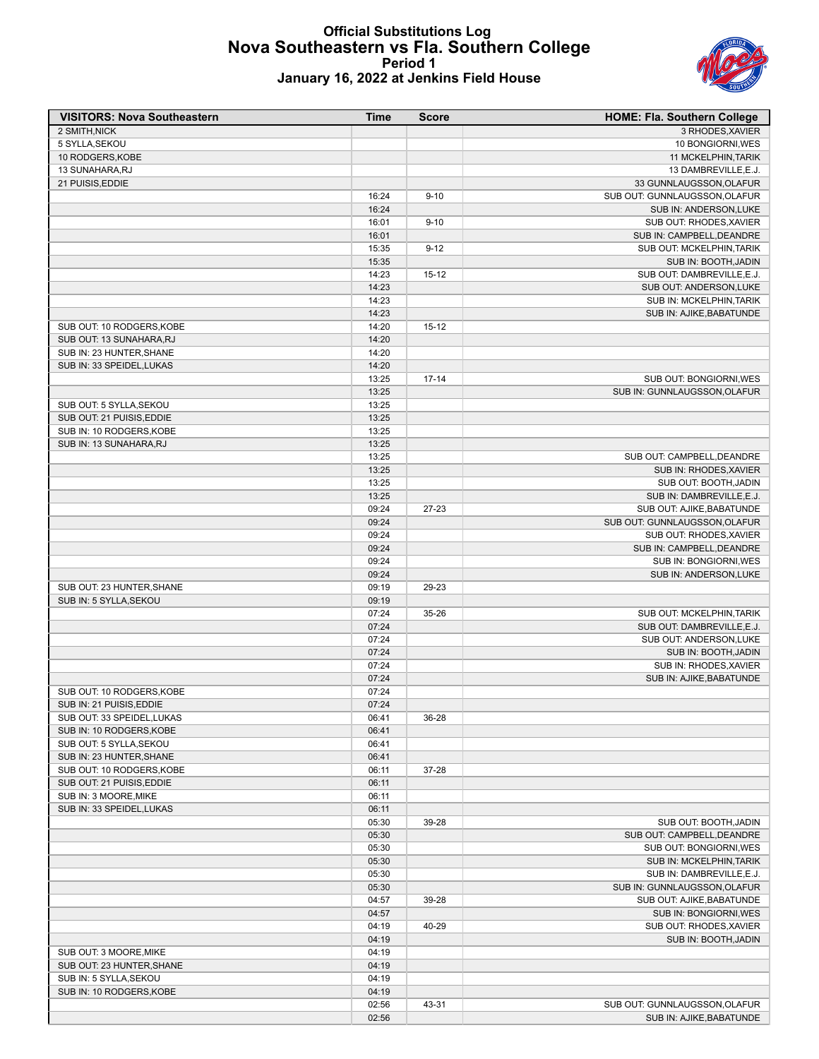# Official Substitutions Log
## Nova Southeastern vs Fla. Southern College
### Period 1
### January 16, 2022 at Jenkins Field House

| VISITORS: Nova Southeastern | Time | Score | HOME: Fla. Southern College |
|---|---|---|---|
| 2 SMITH,NICK | | | 3 RHODES,XAVIER |
| 5 SYLLA,SEKOU | | | 10 BONGIORNI,WES |
| 10 RODGERS,KOBE | | | 11 MCKELPHIN,TARIK |
| 13 SUNAHARA,RJ | | | 13 DAMBREVILLE,E.J. |
| 21 PUISIS,EDDIE | | | 33 GUNNLAUGSSON,OLAFUR |
| | 16:24 | 9-10 | SUB OUT: GUNNLAUGSSON,OLAFUR |
| | 16:24 | | SUB IN: ANDERSON,LUKE |
| | 16:01 | 9-10 | SUB OUT: RHODES,XAVIER |
| | 16:01 | | SUB IN: CAMPBELL,DEANDRE |
| | 15:35 | 9-12 | SUB OUT: MCKELPHIN,TARIK |
| | 15:35 | | SUB IN: BOOTH,JADIN |
| | 14:23 | 15-12 | SUB OUT: DAMBREVILLE,E.J. |
| | 14:23 | | SUB OUT: ANDERSON,LUKE |
| | 14:23 | | SUB IN: MCKELPHIN,TARIK |
| | 14:23 | | SUB IN: AJIKE,BABATUNDE |
| SUB OUT: 10 RODGERS,KOBE | 14:20 | 15-12 | |
| SUB OUT: 13 SUNAHARA,RJ | 14:20 | | |
| SUB IN: 23 HUNTER,SHANE | 14:20 | | |
| SUB IN: 33 SPEIDEL,LUKAS | 14:20 | | |
| | 13:25 | 17-14 | SUB OUT: BONGIORNI,WES |
| | 13:25 | | SUB IN: GUNNLAUGSSON,OLAFUR |
| SUB OUT: 5 SYLLA,SEKOU | 13:25 | | |
| SUB OUT: 21 PUISIS,EDDIE | 13:25 | | |
| SUB IN: 10 RODGERS,KOBE | 13:25 | | |
| SUB IN: 13 SUNAHARA,RJ | 13:25 | | |
| | 13:25 | | SUB OUT: CAMPBELL,DEANDRE |
| | 13:25 | | SUB IN: RHODES,XAVIER |
| | 13:25 | | SUB OUT: BOOTH,JADIN |
| | 13:25 | | SUB IN: DAMBREVILLE,E.J. |
| | 09:24 | 27-23 | SUB OUT: AJIKE,BABATUNDE |
| | 09:24 | | SUB OUT: GUNNLAUGSSON,OLAFUR |
| | 09:24 | | SUB OUT: RHODES,XAVIER |
| | 09:24 | | SUB IN: CAMPBELL,DEANDRE |
| | 09:24 | | SUB IN: BONGIORNI,WES |
| | 09:24 | | SUB IN: ANDERSON,LUKE |
| SUB OUT: 23 HUNTER,SHANE | 09:19 | 29-23 | |
| SUB IN: 5 SYLLA,SEKOU | 09:19 | | |
| | 07:24 | 35-26 | SUB OUT: MCKELPHIN,TARIK |
| | 07:24 | | SUB OUT: DAMBREVILLE,E.J. |
| | 07:24 | | SUB OUT: ANDERSON,LUKE |
| | 07:24 | | SUB IN: BOOTH,JADIN |
| | 07:24 | | SUB IN: RHODES,XAVIER |
| | 07:24 | | SUB IN: AJIKE,BABATUNDE |
| SUB OUT: 10 RODGERS,KOBE | 07:24 | | |
| SUB IN: 21 PUISIS,EDDIE | 07:24 | | |
| SUB OUT: 33 SPEIDEL,LUKAS | 06:41 | 36-28 | |
| SUB IN: 10 RODGERS,KOBE | 06:41 | | |
| SUB OUT: 5 SYLLA,SEKOU | 06:41 | | |
| SUB IN: 23 HUNTER,SHANE | 06:41 | | |
| SUB OUT: 10 RODGERS,KOBE | 06:11 | 37-28 | |
| SUB OUT: 21 PUISIS,EDDIE | 06:11 | | |
| SUB IN: 3 MOORE,MIKE | 06:11 | | |
| SUB IN: 33 SPEIDEL,LUKAS | 06:11 | | |
| | 05:30 | 39-28 | SUB OUT: BOOTH,JADIN |
| | 05:30 | | SUB OUT: CAMPBELL,DEANDRE |
| | 05:30 | | SUB OUT: BONGIORNI,WES |
| | 05:30 | | SUB IN: MCKELPHIN,TARIK |
| | 05:30 | | SUB IN: DAMBREVILLE,E.J. |
| | 05:30 | | SUB IN: GUNNLAUGSSON,OLAFUR |
| | 04:57 | 39-28 | SUB OUT: AJIKE,BABATUNDE |
| | 04:57 | | SUB IN: BONGIORNI,WES |
| | 04:19 | 40-29 | SUB OUT: RHODES,XAVIER |
| | 04:19 | | SUB IN: BOOTH,JADIN |
| SUB OUT: 3 MOORE,MIKE | 04:19 | | |
| SUB OUT: 23 HUNTER,SHANE | 04:19 | | |
| SUB IN: 5 SYLLA,SEKOU | 04:19 | | |
| SUB IN: 10 RODGERS,KOBE | 04:19 | | |
| | 02:56 | 43-31 | SUB OUT: GUNNLAUGSSON,OLAFUR |
| | 02:56 | | SUB IN: AJIKE,BABATUNDE |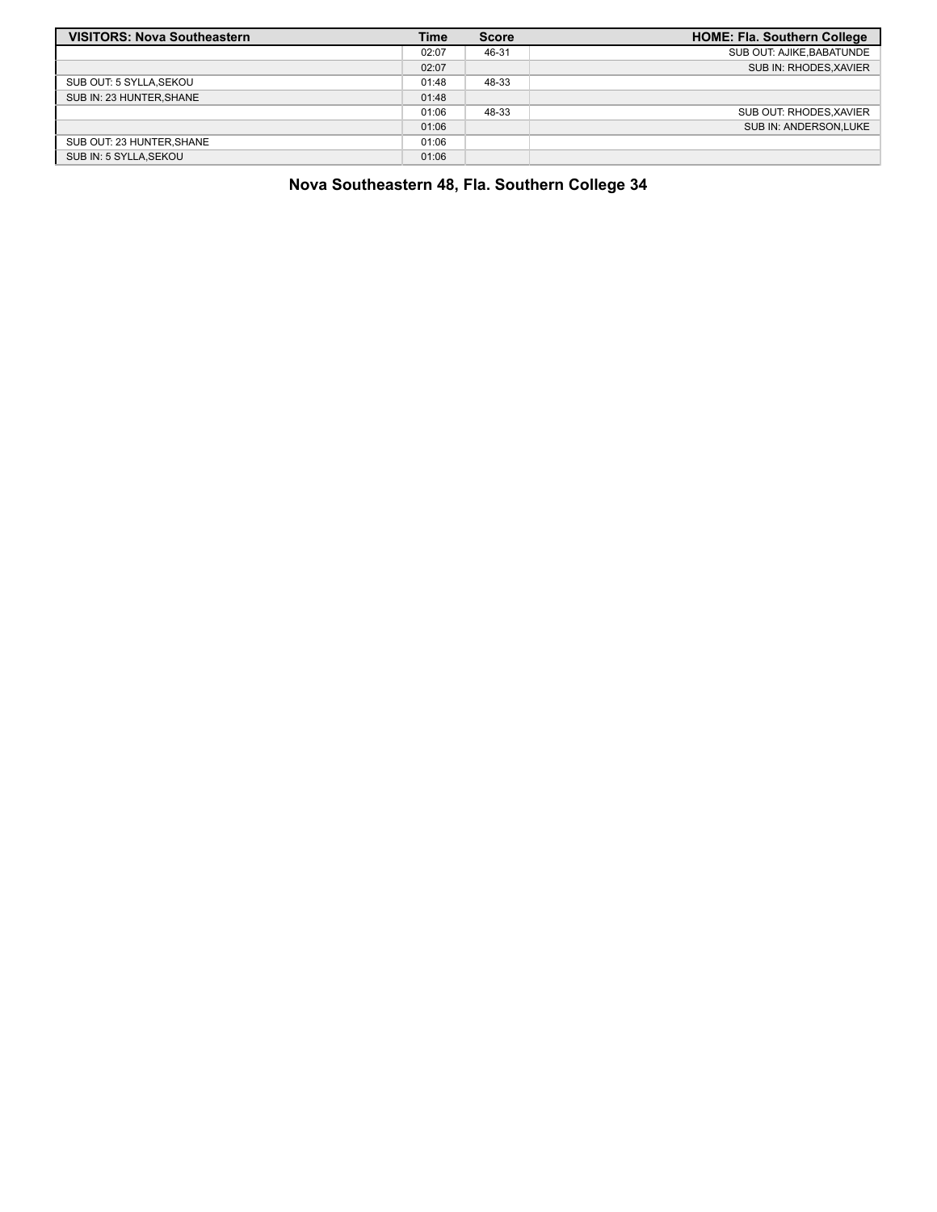| VISITORS: Nova Southeastern | Time | Score | HOME: Fla. Southern College |
|---|---|---|---|
| | 02:07 | 46-31 | SUB OUT: AJIKE,BABATUNDE |
| | 02:07 | | SUB IN: RHODES,XAVIER |
| SUB OUT: 5 SYLLA,SEKOU | 01:48 | 48-33 | |
| SUB IN: 23 HUNTER,SHANE | 01:48 | | |
| | 01:06 | 48-33 | SUB OUT: RHODES,XAVIER |
| | 01:06 | | SUB IN: ANDERSON,LUKE |
| SUB OUT: 23 HUNTER,SHANE | 01:06 | | |
| SUB IN: 5 SYLLA,SEKOU | 01:06 | | |

**Nova Southeastern 48, Fla. Southern College 34**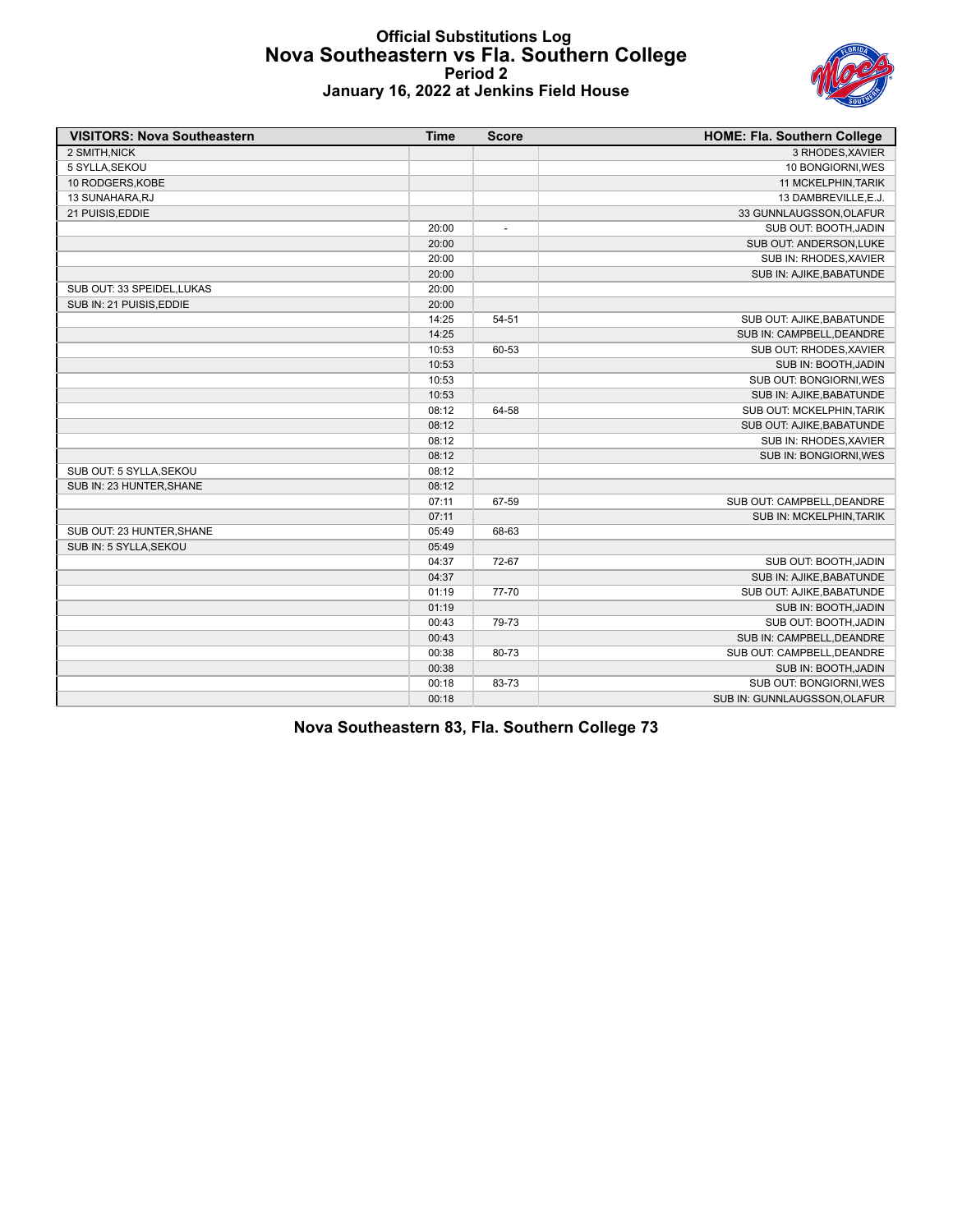# Official Substitutions Log
## Nova Southeastern vs Fla. Southern College
### Period 2
### January 16, 2022 at Jenkins Field House

| VISITORS: Nova Southeastern | Time | Score | HOME: Fla. Southern College |
|---|---|---|---|
| 2 SMITH,NICK | | | 3 RHODES,XAVIER |
| 5 SYLLA,SEKOU | | | 10 BONGIORNI,WES |
| 10 RODGERS,KOBE | | | 11 MCKELPHIN,TARIK |
| 13 SUNAHARA,RJ | | | 13 DAMBREVILLE,E.J. |
| 21 PUISIS,EDDIE | | | 33 GUNNLAUGSSON,OLAFUR |
| | 20:00 | - | SUB OUT: BOOTH,JADIN |
| | 20:00 | | SUB OUT: ANDERSON,LUKE |
| | 20:00 | | SUB IN: RHODES,XAVIER |
| | 20:00 | | SUB IN: AJIKE,BABATUNDE |
| SUB OUT: 33 SPEIDEL,LUKAS | 20:00 | | |
| SUB IN: 21 PUISIS,EDDIE | 20:00 | | |
| | 14:25 | 54-51 | SUB OUT: AJIKE,BABATUNDE |
| | 14:25 | | SUB IN: CAMPBELL,DEANDRE |
| | 10:53 | 60-53 | SUB OUT: RHODES,XAVIER |
| | 10:53 | | SUB IN: BOOTH,JADIN |
| | 10:53 | | SUB OUT: BONGIORNI,WES |
| | 10:53 | | SUB IN: AJIKE,BABATUNDE |
| | 08:12 | 64-58 | SUB OUT: MCKELPHIN,TARIK |
| | 08:12 | | SUB OUT: AJIKE,BABATUNDE |
| | 08:12 | | SUB IN: RHODES,XAVIER |
| | 08:12 | | SUB IN: BONGIORNI,WES |
| SUB OUT: 5 SYLLA,SEKOU | 08:12 | | |
| SUB IN: 23 HUNTER,SHANE | 08:12 | | |
| | 07:11 | 67-59 | SUB OUT: CAMPBELL,DEANDRE |
| | 07:11 | | SUB IN: MCKELPHIN,TARIK |
| SUB OUT: 23 HUNTER,SHANE | 05:49 | 68-63 | |
| SUB IN: 5 SYLLA,SEKOU | 05:49 | | |
| | 04:37 | 72-67 | SUB OUT: BOOTH,JADIN |
| | 04:37 | | SUB IN: AJIKE,BABATUNDE |
| | 01:19 | 77-70 | SUB OUT: AJIKE,BABATUNDE |
| | 01:19 | | SUB IN: BOOTH,JADIN |
| | 00:43 | 79-73 | SUB OUT: BOOTH,JADIN |
| | 00:43 | | SUB IN: CAMPBELL,DEANDRE |
| | 00:38 | 80-73 | SUB OUT: CAMPBELL,DEANDRE |
| | 00:38 | | SUB IN: BOOTH,JADIN |
| | 00:18 | 83-73 | SUB OUT: BONGIORNI,WES |
| | 00:18 | | SUB IN: GUNNLAUGSSON,OLAFUR |

**Nova Southeastern 83, Fla. Southern College 73**